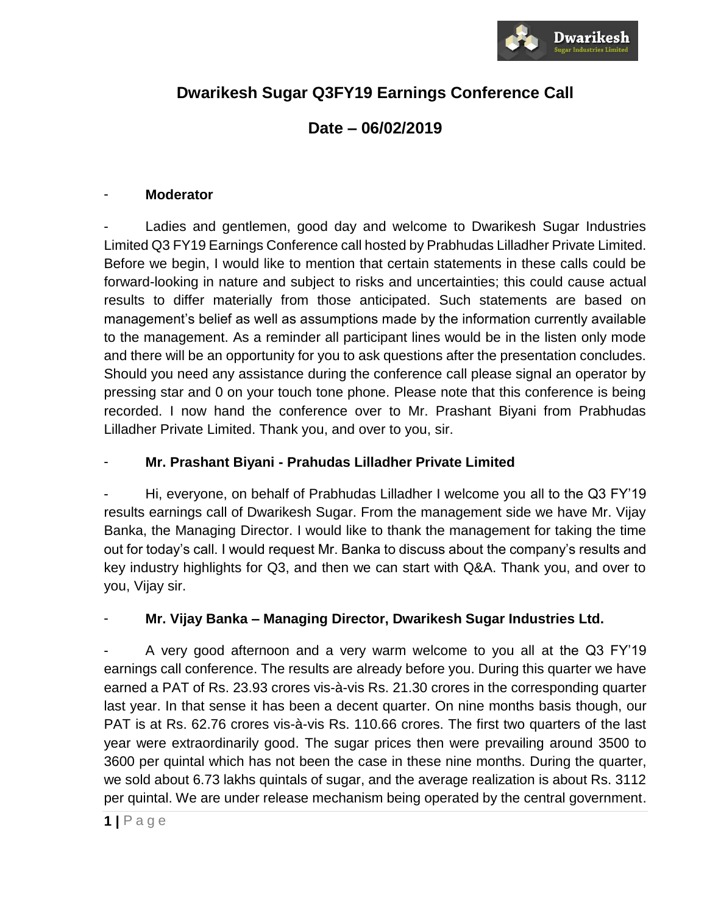# Dwarikesh Sugar Q3FY19 Earnings Conference Call

## Date – 06/02/2019

- **Moderator**

- Ladies and gentlemen, good day and welcome to Dwarikesh Sugar Industries Limited Q3 FY19 Earnings Conference call hosted by Prabhudas Lilladher Private Limited. Before we begin, I would like to mention that certain statements in these calls could be forward-looking in nature and subject to risks and uncertainties; this could cause actual results to differ materially from those anticipated. Such statements are based on management's belief as well as assumptions made by the information currently available to the management. As a reminder all participant lines would be in the listen only mode and there will be an opportunity for you to ask questions after the presentation concludes. Should you need any assistance during the conference call please signal an operator by pressing star and 0 on your touch tone phone. Please note that this conference is being recorded. I now hand the conference over to Mr. Prashant Biyani from Prabhudas Lilladher Private Limited. Thank you, and over to you, sir.

- **Mr. Prashant Biyani - Prahudas Lilladher Private Limited**

- Hi, everyone, on behalf of Prabhudas Lilladher I welcome you all to the Q3 FY'19 results earnings call of Dwarikesh Sugar. From the management side we have Mr. Vijay Banka, the Managing Director. I would like to thank the management for taking the time out for today's call. I would request Mr. Banka to discuss about the company's results and key industry highlights for Q3, and then we can start with Q&A. Thank you, and over to you, Vijay sir.

- **Mr. Vijay Banka – Managing Director, Dwarikesh Sugar Industries Ltd.**

- A very good afternoon and a very warm welcome to you all at the Q3 FY'19 earnings call conference. The results are already before you. During this quarter we have earned a PAT of Rs. 23.93 crores vis-à-vis Rs. 21.30 crores in the corresponding quarter last year. In that sense it has been a decent quarter. On nine months basis though, our PAT is at Rs. 62.76 crores vis-à-vis Rs. 110.66 crores. The first two quarters of the last year were extraordinarily good. The sugar prices then were prevailing around 3500 to 3600 per quintal which has not been the case in these nine months. During the quarter, we sold about 6.73 lakhs quintals of sugar, and the average realization is about Rs. 3112 per quintal. We are under release mechanism being operated by the central government.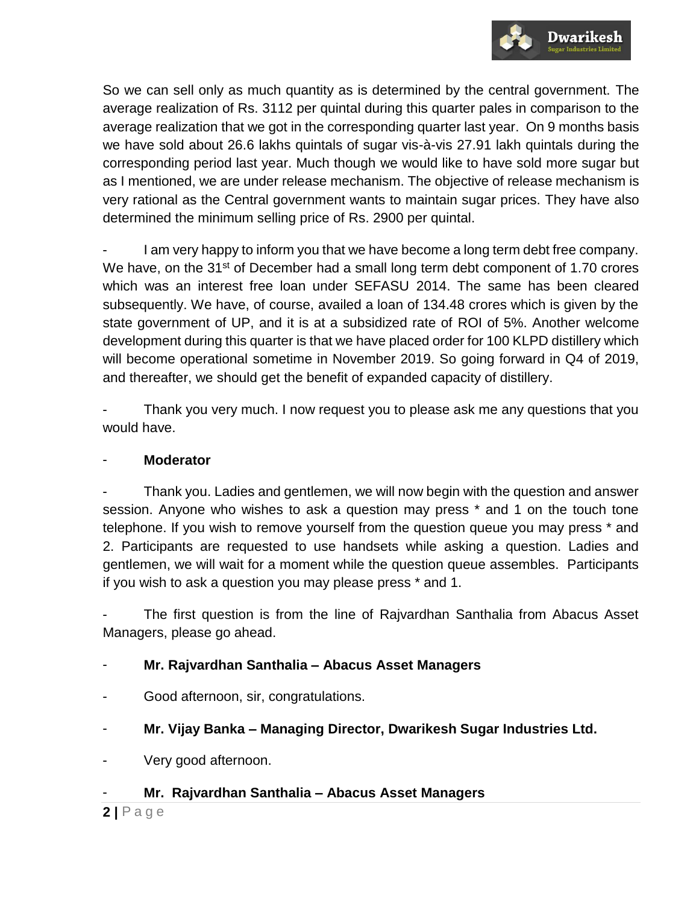So we can sell only as much quantity as is determined by the central government. The average realization of Rs. 3112 per quintal during this quarter pales in comparison to the average realization that we got in the corresponding quarter last year. On 9 months basis we have sold about 26.6 lakhs quintals of sugar vis-à-vis 27.91 lakh quintals during the corresponding period last year. Much though we would like to have sold more sugar but as I mentioned, we are under release mechanism. The objective of release mechanism is very rational as the Central government wants to maintain sugar prices. They have also determined the minimum selling price of Rs. 2900 per quintal.

- I am very happy to inform you that we have become a long term debt free company. We have, on the 31st of December had a small long term debt component of 1.70 crores which was an interest free loan under SEFASU 2014. The same has been cleared subsequently. We have, of course, availed a loan of 134.48 crores which is given by the state government of UP, and it is at a subsidized rate of ROI of 5%. Another welcome development during this quarter is that we have placed order for 100 KLPD distillery which will become operational sometime in November 2019. So going forward in Q4 of 2019, and thereafter, we should get the benefit of expanded capacity of distillery.

- Thank you very much. I now request you to please ask me any questions that you would have.

- **Moderator**

- Thank you. Ladies and gentlemen, we will now begin with the question and answer session. Anyone who wishes to ask a question may press * and 1 on the touch tone telephone. If you wish to remove yourself from the question queue you may press * and 2. Participants are requested to use handsets while asking a question. Ladies and gentlemen, we will wait for a moment while the question queue assembles. Participants if you wish to ask a question you may please press * and 1.

- The first question is from the line of Rajvardhan Santhalia from Abacus Asset Managers, please go ahead.

- **Mr. Rajvardhan Santhalia – Abacus Asset Managers**

- Good afternoon, sir, congratulations.

- **Mr. Vijay Banka – Managing Director, Dwarikesh Sugar Industries Ltd.**

- Very good afternoon.

- **Mr. Rajvardhan Santhalia – Abacus Asset Managers**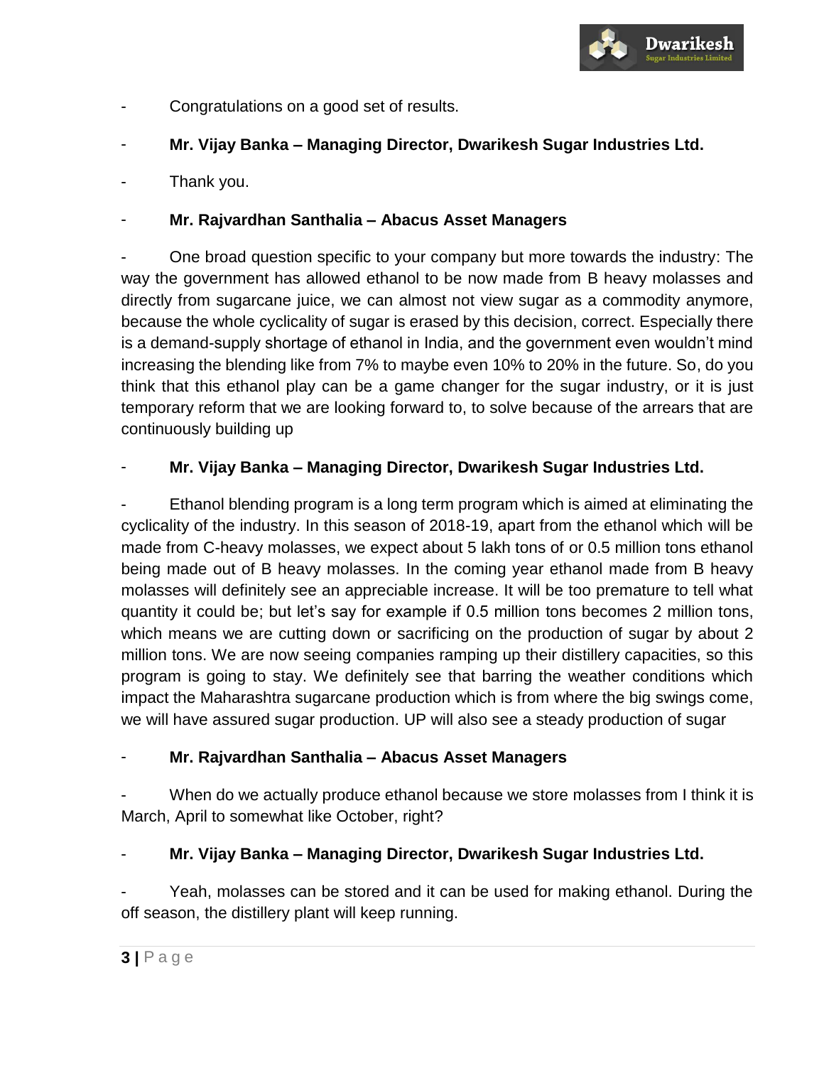- Congratulations on a good set of results.

- **Mr. Vijay Banka – Managing Director, Dwarikesh Sugar Industries Ltd.**

- Thank you.

- **Mr. Rajvardhan Santhalia – Abacus Asset Managers**

- One broad question specific to your company but more towards the industry: The way the government has allowed ethanol to be now made from B heavy molasses and directly from sugarcane juice, we can almost not view sugar as a commodity anymore, because the whole cyclicality of sugar is erased by this decision, correct. Especially there is a demand-supply shortage of ethanol in India, and the government even wouldn't mind increasing the blending like from 7% to maybe even 10% to 20% in the future. So, do you think that this ethanol play can be a game changer for the sugar industry, or it is just temporary reform that we are looking forward to, to solve because of the arrears that are continuously building up

- **Mr. Vijay Banka – Managing Director, Dwarikesh Sugar Industries Ltd.**

- Ethanol blending program is a long term program which is aimed at eliminating the cyclicality of the industry. In this season of 2018-19, apart from the ethanol which will be made from C-heavy molasses, we expect about 5 lakh tons of or 0.5 million tons ethanol being made out of B heavy molasses. In the coming year ethanol made from B heavy molasses will definitely see an appreciable increase. It will be too premature to tell what quantity it could be; but let's say for example if 0.5 million tons becomes 2 million tons, which means we are cutting down or sacrificing on the production of sugar by about 2 million tons. We are now seeing companies ramping up their distillery capacities, so this program is going to stay. We definitely see that barring the weather conditions which impact the Maharashtra sugarcane production which is from where the big swings come, we will have assured sugar production. UP will also see a steady production of sugar

- **Mr. Rajvardhan Santhalia – Abacus Asset Managers**

- When do we actually produce ethanol because we store molasses from I think it is March, April to somewhat like October, right?

- **Mr. Vijay Banka – Managing Director, Dwarikesh Sugar Industries Ltd.**

- Yeah, molasses can be stored and it can be used for making ethanol. During the off season, the distillery plant will keep running.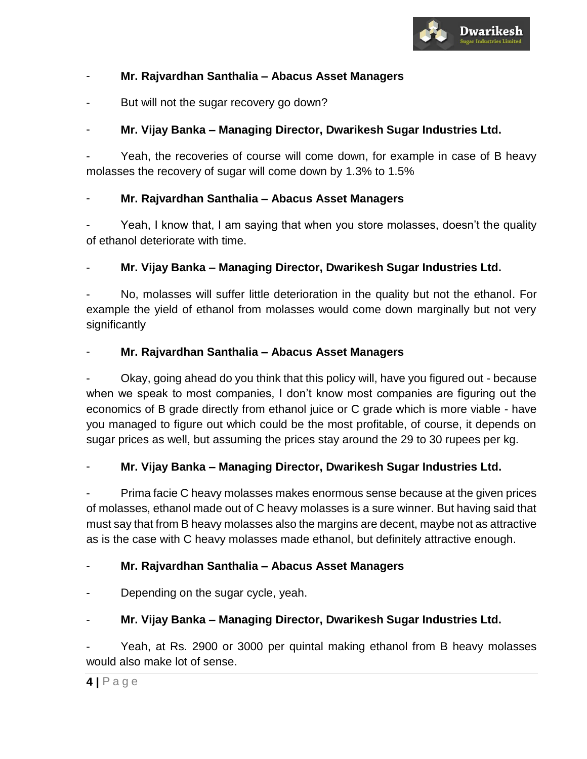- **Mr. Rajvardhan Santhalia – Abacus Asset Managers**

- But will not the sugar recovery go down?

- **Mr. Vijay Banka – Managing Director, Dwarikesh Sugar Industries Ltd.**

- Yeah, the recoveries of course will come down, for example in case of B heavy molasses the recovery of sugar will come down by 1.3% to 1.5%

- **Mr. Rajvardhan Santhalia – Abacus Asset Managers**

- Yeah, I know that, I am saying that when you store molasses, doesn't the quality of ethanol deteriorate with time.

- **Mr. Vijay Banka – Managing Director, Dwarikesh Sugar Industries Ltd.**

- No, molasses will suffer little deterioration in the quality but not the ethanol. For example the yield of ethanol from molasses would come down marginally but not very significantly

- **Mr. Rajvardhan Santhalia – Abacus Asset Managers**

- Okay, going ahead do you think that this policy will, have you figured out - because when we speak to most companies, I don't know most companies are figuring out the economics of B grade directly from ethanol juice or C grade which is more viable - have you managed to figure out which could be the most profitable, of course, it depends on sugar prices as well, but assuming the prices stay around the 29 to 30 rupees per kg.

- **Mr. Vijay Banka – Managing Director, Dwarikesh Sugar Industries Ltd.**

- Prima facie C heavy molasses makes enormous sense because at the given prices of molasses, ethanol made out of C heavy molasses is a sure winner. But having said that must say that from B heavy molasses also the margins are decent, maybe not as attractive as is the case with C heavy molasses made ethanol, but definitely attractive enough.

- **Mr. Rajvardhan Santhalia – Abacus Asset Managers**

- Depending on the sugar cycle, yeah.

- **Mr. Vijay Banka – Managing Director, Dwarikesh Sugar Industries Ltd.**

- Yeah, at Rs. 2900 or 3000 per quintal making ethanol from B heavy molasses would also make lot of sense.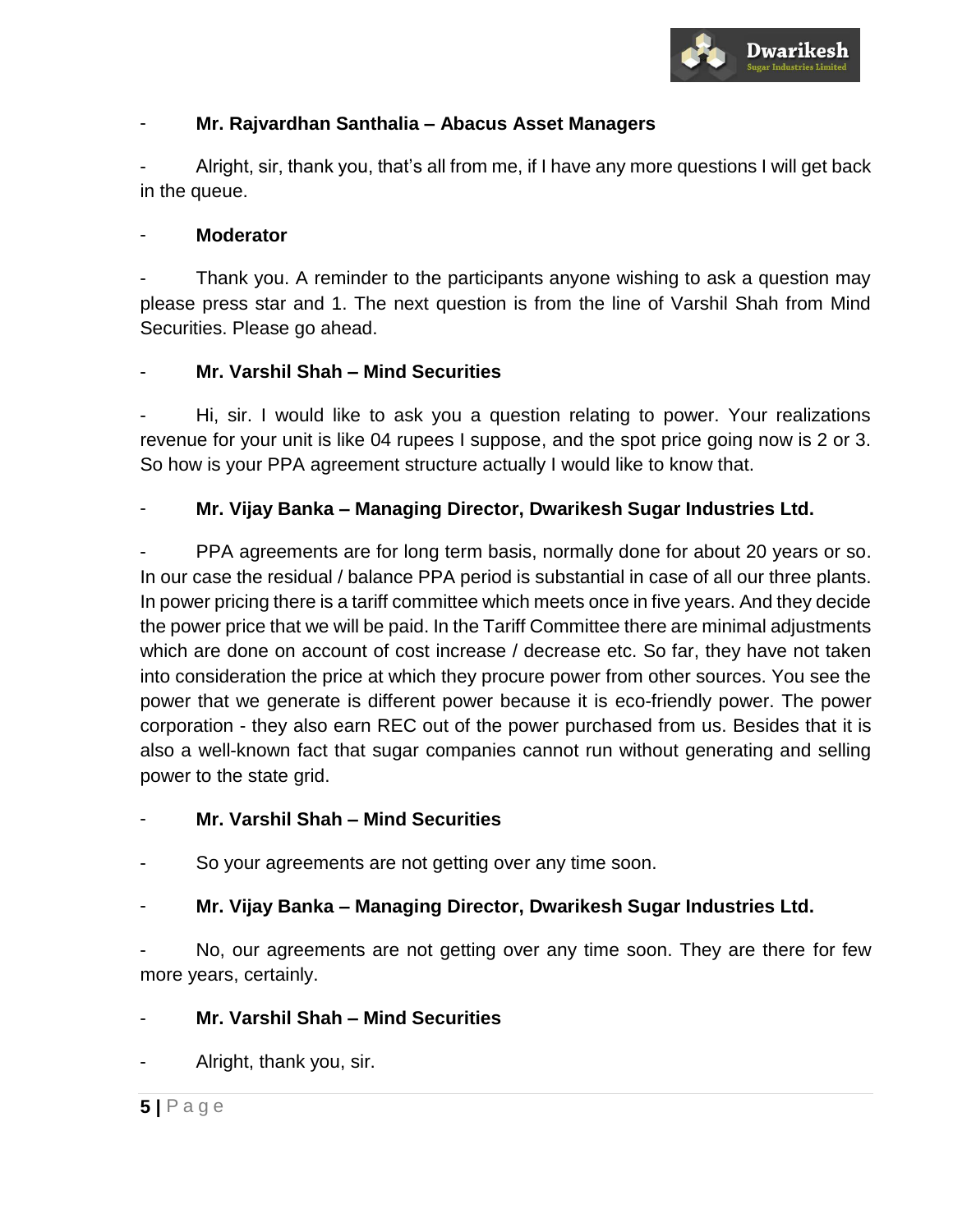- **Mr. Rajvardhan Santhalia – Abacus Asset Managers**

- Alright, sir, thank you, that's all from me, if I have any more questions I will get back in the queue.

- **Moderator**

- Thank you. A reminder to the participants anyone wishing to ask a question may please press star and 1. The next question is from the line of Varshil Shah from Mind Securities. Please go ahead.

- **Mr. Varshil Shah – Mind Securities**

- Hi, sir. I would like to ask you a question relating to power. Your realizations revenue for your unit is like 04 rupees I suppose, and the spot price going now is 2 or 3. So how is your PPA agreement structure actually I would like to know that.

- **Mr. Vijay Banka – Managing Director, Dwarikesh Sugar Industries Ltd.**

- PPA agreements are for long term basis, normally done for about 20 years or so. In our case the residual / balance PPA period is substantial in case of all our three plants. In power pricing there is a tariff committee which meets once in five years. And they decide the power price that we will be paid. In the Tariff Committee there are minimal adjustments which are done on account of cost increase / decrease etc. So far, they have not taken into consideration the price at which they procure power from other sources. You see the power that we generate is different power because it is eco-friendly power. The power corporation - they also earn REC out of the power purchased from us. Besides that it is also a well-known fact that sugar companies cannot run without generating and selling power to the state grid.

- **Mr. Varshil Shah – Mind Securities**

- So your agreements are not getting over any time soon.

- **Mr. Vijay Banka – Managing Director, Dwarikesh Sugar Industries Ltd.**

- No, our agreements are not getting over any time soon. They are there for few more years, certainly.

- **Mr. Varshil Shah – Mind Securities**

- Alright, thank you, sir.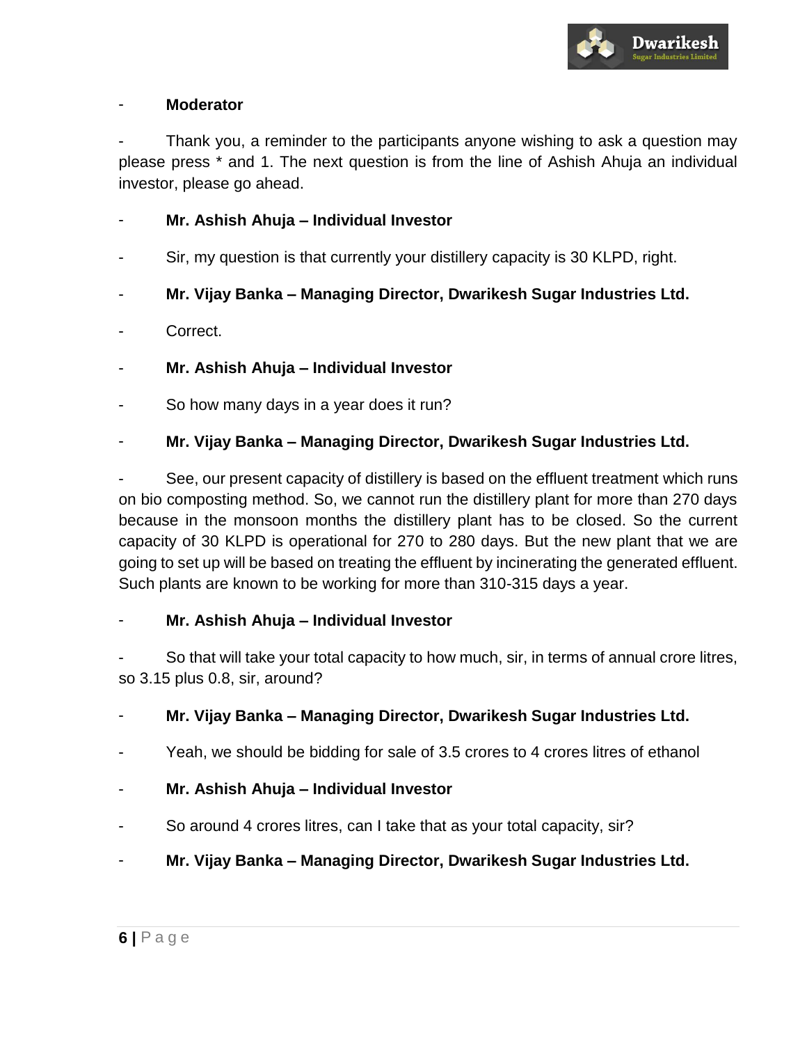- **Moderator**

- Thank you, a reminder to the participants anyone wishing to ask a question may please press * and 1. The next question is from the line of Ashish Ahuja an individual investor, please go ahead.

- **Mr. Ashish Ahuja – Individual Investor**

- Sir, my question is that currently your distillery capacity is 30 KLPD, right.

- **Mr. Vijay Banka – Managing Director, Dwarikesh Sugar Industries Ltd.**

- Correct.

- **Mr. Ashish Ahuja – Individual Investor**

- So how many days in a year does it run?

- **Mr. Vijay Banka – Managing Director, Dwarikesh Sugar Industries Ltd.**

- See, our present capacity of distillery is based on the effluent treatment which runs on bio composting method. So, we cannot run the distillery plant for more than 270 days because in the monsoon months the distillery plant has to be closed. So the current capacity of 30 KLPD is operational for 270 to 280 days. But the new plant that we are going to set up will be based on treating the effluent by incinerating the generated effluent. Such plants are known to be working for more than 310-315 days a year.

- **Mr. Ashish Ahuja – Individual Investor**

- So that will take your total capacity to how much, sir, in terms of annual crore litres, so 3.15 plus 0.8, sir, around?

- **Mr. Vijay Banka – Managing Director, Dwarikesh Sugar Industries Ltd.**

- Yeah, we should be bidding for sale of 3.5 crores to 4 crores litres of ethanol

- **Mr. Ashish Ahuja – Individual Investor**

- So around 4 crores litres, can I take that as your total capacity, sir?

- **Mr. Vijay Banka – Managing Director, Dwarikesh Sugar Industries Ltd.**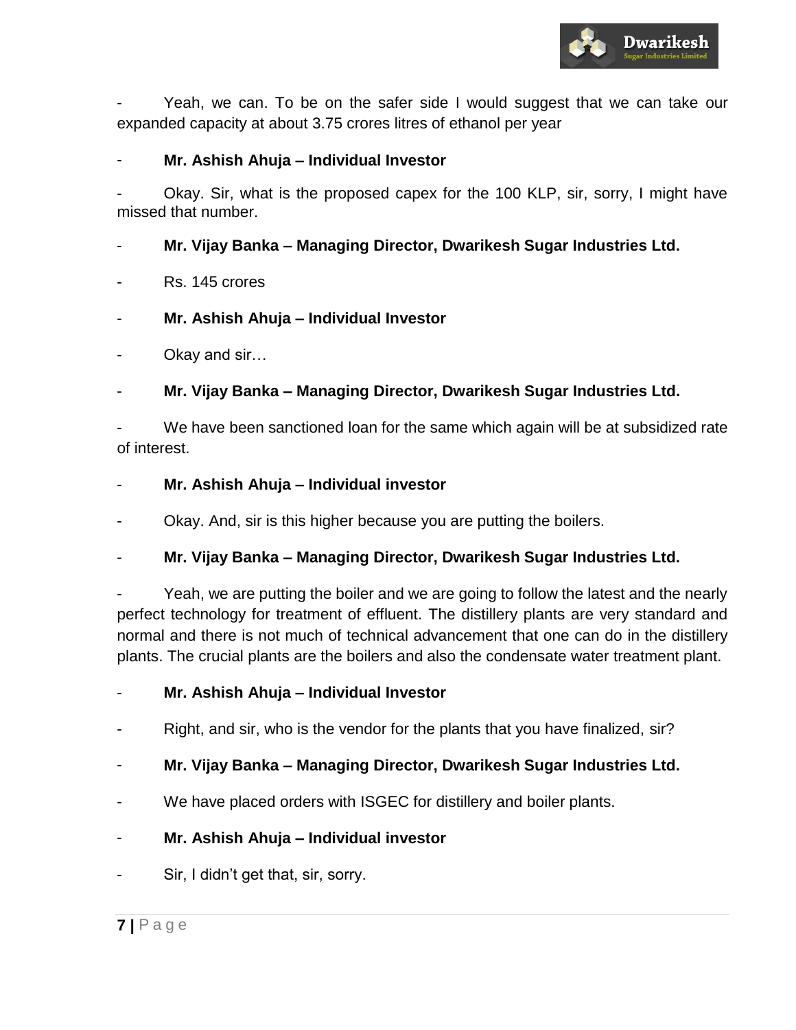- Yeah, we can. To be on the safer side I would suggest that we can take our expanded capacity at about 3.75 crores litres of ethanol per year

- **Mr. Ashish Ahuja – Individual Investor**

- Okay. Sir, what is the proposed capex for the 100 KLP, sir, sorry, I might have missed that number.

- **Mr. Vijay Banka – Managing Director, Dwarikesh Sugar Industries Ltd.**

- Rs. 145 crores

- **Mr. Ashish Ahuja – Individual Investor**

- Okay and sir…

- **Mr. Vijay Banka – Managing Director, Dwarikesh Sugar Industries Ltd.**

- We have been sanctioned loan for the same which again will be at subsidized rate of interest.

- **Mr. Ashish Ahuja – Individual investor**

- Okay. And, sir is this higher because you are putting the boilers.

- **Mr. Vijay Banka – Managing Director, Dwarikesh Sugar Industries Ltd.**

- Yeah, we are putting the boiler and we are going to follow the latest and the nearly perfect technology for treatment of effluent. The distillery plants are very standard and normal and there is not much of technical advancement that one can do in the distillery plants. The crucial plants are the boilers and also the condensate water treatment plant.

- **Mr. Ashish Ahuja – Individual Investor**

- Right, and sir, who is the vendor for the plants that you have finalized, sir?

- **Mr. Vijay Banka – Managing Director, Dwarikesh Sugar Industries Ltd.**

- We have placed orders with ISGEC for distillery and boiler plants.

- **Mr. Ashish Ahuja – Individual investor**

- Sir, I didn't get that, sir, sorry.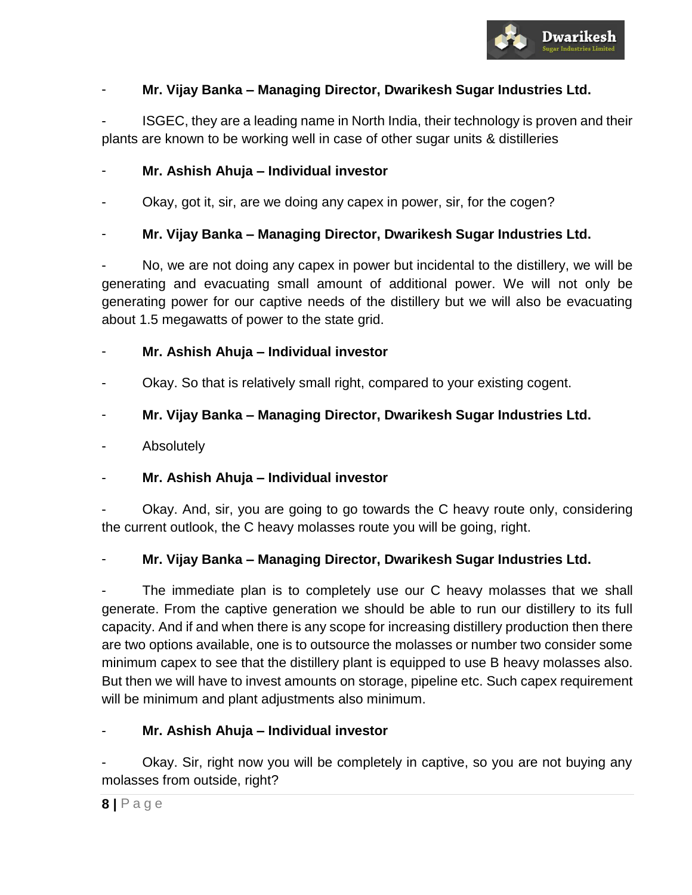- **Mr. Vijay Banka – Managing Director, Dwarikesh Sugar Industries Ltd.**

- ISGEC, they are a leading name in North India, their technology is proven and their plants are known to be working well in case of other sugar units & distilleries

- **Mr. Ashish Ahuja – Individual investor**

- Okay, got it, sir, are we doing any capex in power, sir, for the cogen?

- **Mr. Vijay Banka – Managing Director, Dwarikesh Sugar Industries Ltd.**

- No, we are not doing any capex in power but incidental to the distillery, we will be generating and evacuating small amount of additional power. We will not only be generating power for our captive needs of the distillery but we will also be evacuating about 1.5 megawatts of power to the state grid.

- **Mr. Ashish Ahuja – Individual investor**

- Okay. So that is relatively small right, compared to your existing cogent.

- **Mr. Vijay Banka – Managing Director, Dwarikesh Sugar Industries Ltd.**

- Absolutely

- **Mr. Ashish Ahuja – Individual investor**

- Okay. And, sir, you are going to go towards the C heavy route only, considering the current outlook, the C heavy molasses route you will be going, right.

- **Mr. Vijay Banka – Managing Director, Dwarikesh Sugar Industries Ltd.**

- The immediate plan is to completely use our C heavy molasses that we shall generate. From the captive generation we should be able to run our distillery to its full capacity. And if and when there is any scope for increasing distillery production then there are two options available, one is to outsource the molasses or number two consider some minimum capex to see that the distillery plant is equipped to use B heavy molasses also. But then we will have to invest amounts on storage, pipeline etc. Such capex requirement will be minimum and plant adjustments also minimum.

- **Mr. Ashish Ahuja – Individual investor**

- Okay. Sir, right now you will be completely in captive, so you are not buying any molasses from outside, right?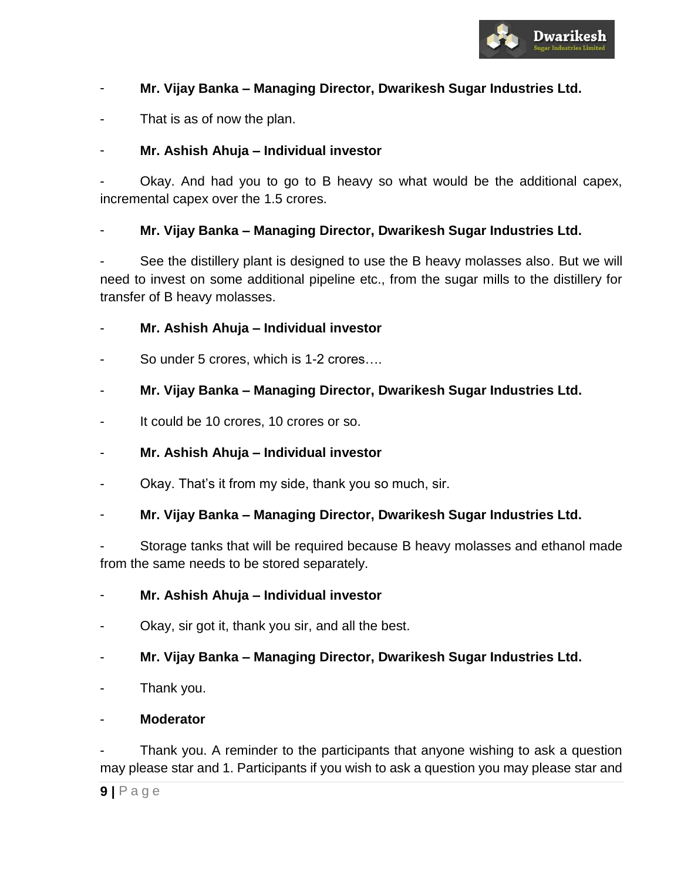- **Mr. Vijay Banka – Managing Director, Dwarikesh Sugar Industries Ltd.**

- That is as of now the plan.

- **Mr. Ashish Ahuja – Individual investor**

- Okay. And had you to go to B heavy so what would be the additional capex, incremental capex over the 1.5 crores.

- **Mr. Vijay Banka – Managing Director, Dwarikesh Sugar Industries Ltd.**

- See the distillery plant is designed to use the B heavy molasses also. But we will need to invest on some additional pipeline etc., from the sugar mills to the distillery for transfer of B heavy molasses.

- **Mr. Ashish Ahuja – Individual investor**

- So under 5 crores, which is 1-2 crores….

- **Mr. Vijay Banka – Managing Director, Dwarikesh Sugar Industries Ltd.**

- It could be 10 crores, 10 crores or so.

- **Mr. Ashish Ahuja – Individual investor**

- Okay. That's it from my side, thank you so much, sir.

- **Mr. Vijay Banka – Managing Director, Dwarikesh Sugar Industries Ltd.**

- Storage tanks that will be required because B heavy molasses and ethanol made from the same needs to be stored separately.

- **Mr. Ashish Ahuja – Individual investor**

- Okay, sir got it, thank you sir, and all the best.

- **Mr. Vijay Banka – Managing Director, Dwarikesh Sugar Industries Ltd.**

- Thank you.

- **Moderator**

- Thank you. A reminder to the participants that anyone wishing to ask a question may please star and 1. Participants if you wish to ask a question you may please star and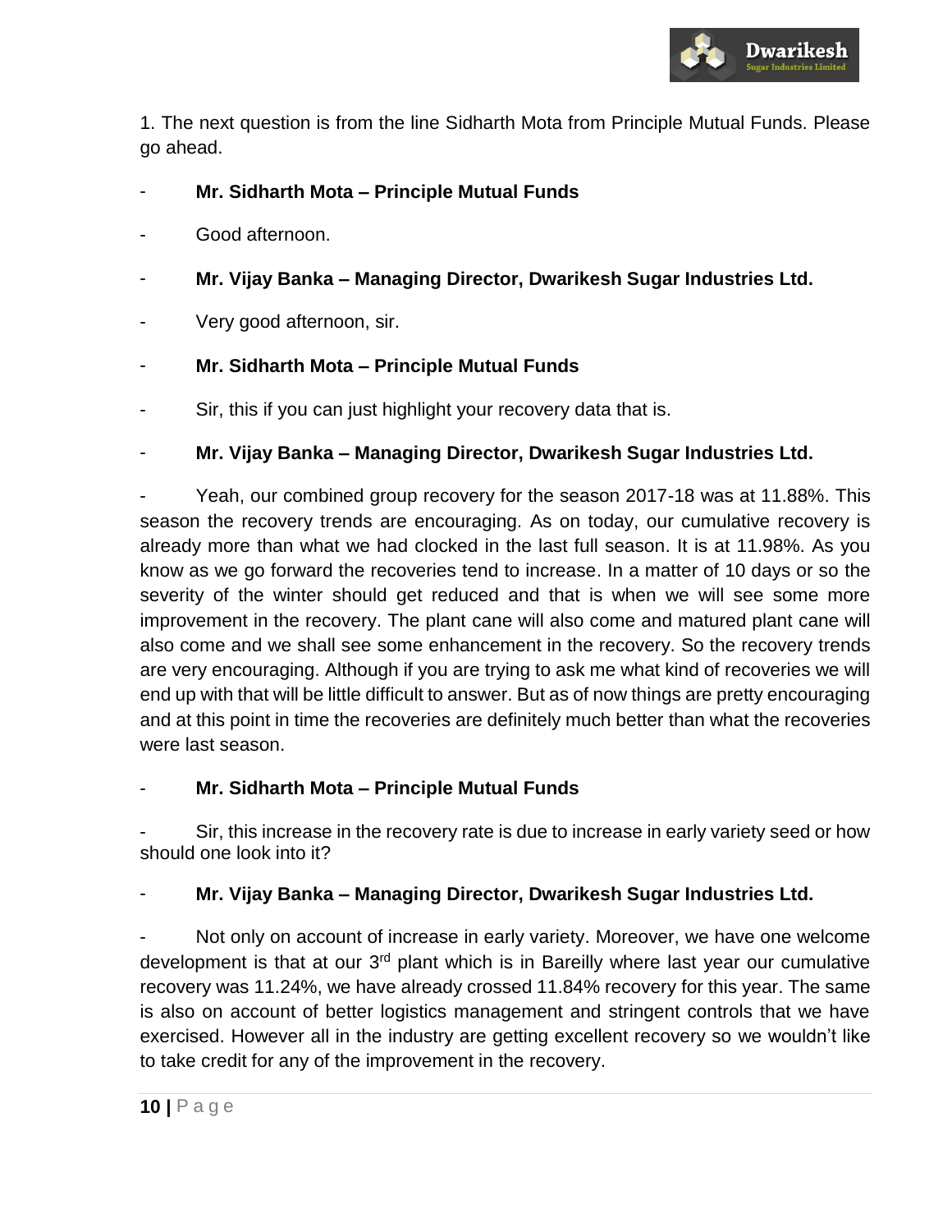1. The next question is from the line Sidharth Mota from Principle Mutual Funds. Please go ahead.

- **Mr. Sidharth Mota – Principle Mutual Funds**

- Good afternoon.

- **Mr. Vijay Banka – Managing Director, Dwarikesh Sugar Industries Ltd.**

- Very good afternoon, sir.

- **Mr. Sidharth Mota – Principle Mutual Funds**

- Sir, this if you can just highlight your recovery data that is.

- **Mr. Vijay Banka – Managing Director, Dwarikesh Sugar Industries Ltd.**

- Yeah, our combined group recovery for the season 2017-18 was at 11.88%. This season the recovery trends are encouraging. As on today, our cumulative recovery is already more than what we had clocked in the last full season. It is at 11.98%. As you know as we go forward the recoveries tend to increase. In a matter of 10 days or so the severity of the winter should get reduced and that is when we will see some more improvement in the recovery. The plant cane will also come and matured plant cane will also come and we shall see some enhancement in the recovery. So the recovery trends are very encouraging. Although if you are trying to ask me what kind of recoveries we will end up with that will be little difficult to answer. But as of now things are pretty encouraging and at this point in time the recoveries are definitely much better than what the recoveries were last season.

- **Mr. Sidharth Mota – Principle Mutual Funds**

- Sir, this increase in the recovery rate is due to increase in early variety seed or how should one look into it?

- **Mr. Vijay Banka – Managing Director, Dwarikesh Sugar Industries Ltd.**

- Not only on account of increase in early variety. Moreover, we have one welcome development is that at our 3rd plant which is in Bareilly where last year our cumulative recovery was 11.24%, we have already crossed 11.84% recovery for this year. The same is also on account of better logistics management and stringent controls that we have exercised. However all in the industry are getting excellent recovery so we wouldn't like to take credit for any of the improvement in the recovery.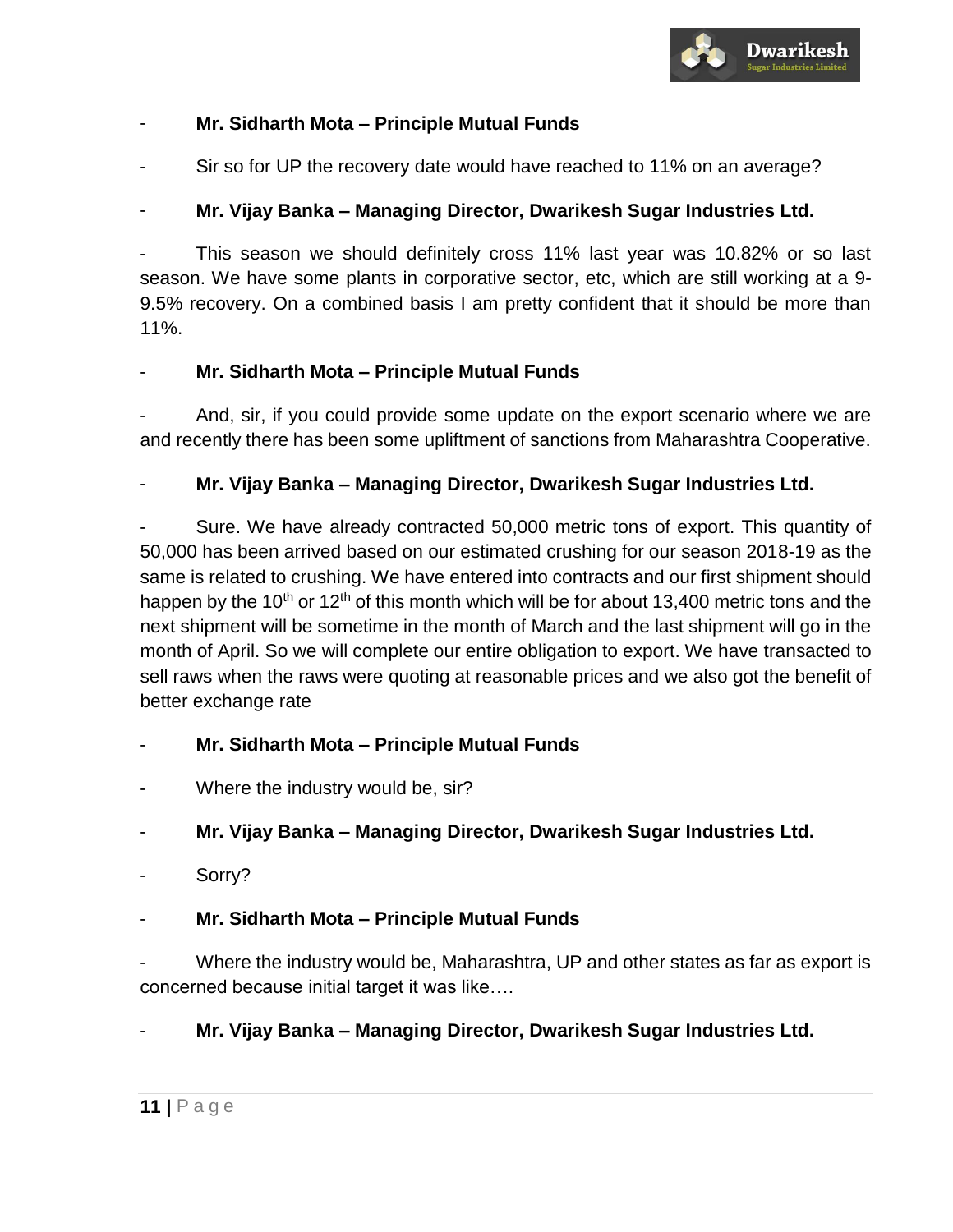- **Mr. Sidharth Mota – Principle Mutual Funds**

- Sir so for UP the recovery date would have reached to 11% on an average?

- **Mr. Vijay Banka – Managing Director, Dwarikesh Sugar Industries Ltd.**

- This season we should definitely cross 11% last year was 10.82% or so last season. We have some plants in corporative sector, etc, which are still working at a 9-9.5% recovery. On a combined basis I am pretty confident that it should be more than 11%.

- **Mr. Sidharth Mota – Principle Mutual Funds**

- And, sir, if you could provide some update on the export scenario where we are and recently there has been some upliftment of sanctions from Maharashtra Cooperative.

- **Mr. Vijay Banka – Managing Director, Dwarikesh Sugar Industries Ltd.**

- Sure. We have already contracted 50,000 metric tons of export. This quantity of 50,000 has been arrived based on our estimated crushing for our season 2018-19 as the same is related to crushing. We have entered into contracts and our first shipment should happen by the 10th or 12th of this month which will be for about 13,400 metric tons and the next shipment will be sometime in the month of March and the last shipment will go in the month of April. So we will complete our entire obligation to export. We have transacted to sell raws when the raws were quoting at reasonable prices and we also got the benefit of better exchange rate

- **Mr. Sidharth Mota – Principle Mutual Funds**

- Where the industry would be, sir?

- **Mr. Vijay Banka – Managing Director, Dwarikesh Sugar Industries Ltd.**

- Sorry?

- **Mr. Sidharth Mota – Principle Mutual Funds**

- Where the industry would be, Maharashtra, UP and other states as far as export is concerned because initial target it was like….

- **Mr. Vijay Banka – Managing Director, Dwarikesh Sugar Industries Ltd.**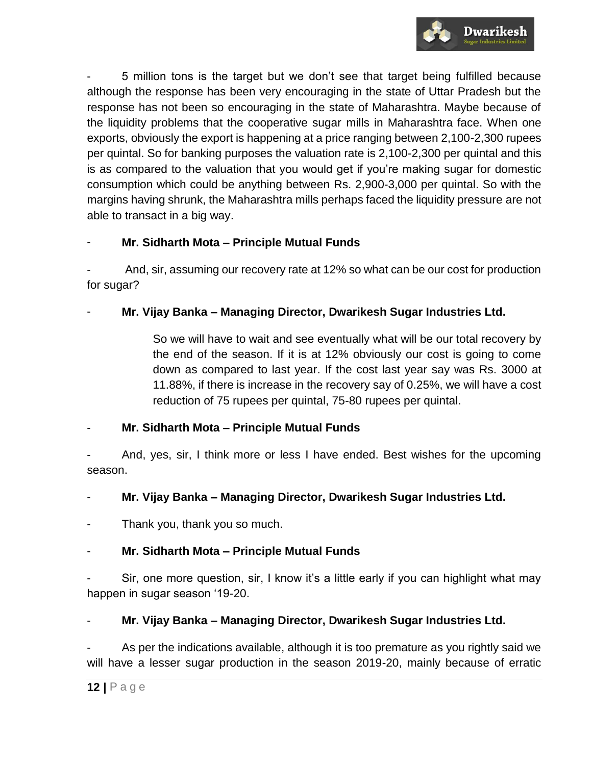- 5 million tons is the target but we don't see that target being fulfilled because although the response has been very encouraging in the state of Uttar Pradesh but the response has not been so encouraging in the state of Maharashtra. Maybe because of the liquidity problems that the cooperative sugar mills in Maharashtra face. When one exports, obviously the export is happening at a price ranging between 2,100-2,300 rupees per quintal. So for banking purposes the valuation rate is 2,100-2,300 per quintal and this is as compared to the valuation that you would get if you're making sugar for domestic consumption which could be anything between Rs. 2,900-3,000 per quintal. So with the margins having shrunk, the Maharashtra mills perhaps faced the liquidity pressure are not able to transact in a big way.

- **Mr. Sidharth Mota – Principle Mutual Funds**

- And, sir, assuming our recovery rate at 12% so what can be our cost for production for sugar?

- **Mr. Vijay Banka – Managing Director, Dwarikesh Sugar Industries Ltd.**

  So we will have to wait and see eventually what will be our total recovery by the end of the season. If it is at 12% obviously our cost is going to come down as compared to last year. If the cost last year say was Rs. 3000 at 11.88%, if there is increase in the recovery say of 0.25%, we will have a cost reduction of 75 rupees per quintal, 75-80 rupees per quintal.

- **Mr. Sidharth Mota – Principle Mutual Funds**

- And, yes, sir, I think more or less I have ended. Best wishes for the upcoming season.

- **Mr. Vijay Banka – Managing Director, Dwarikesh Sugar Industries Ltd.**

- Thank you, thank you so much.

- **Mr. Sidharth Mota – Principle Mutual Funds**

- Sir, one more question, sir, I know it's a little early if you can highlight what may happen in sugar season '19-20.

- **Mr. Vijay Banka – Managing Director, Dwarikesh Sugar Industries Ltd.**

- As per the indications available, although it is too premature as you rightly said we will have a lesser sugar production in the season 2019-20, mainly because of erratic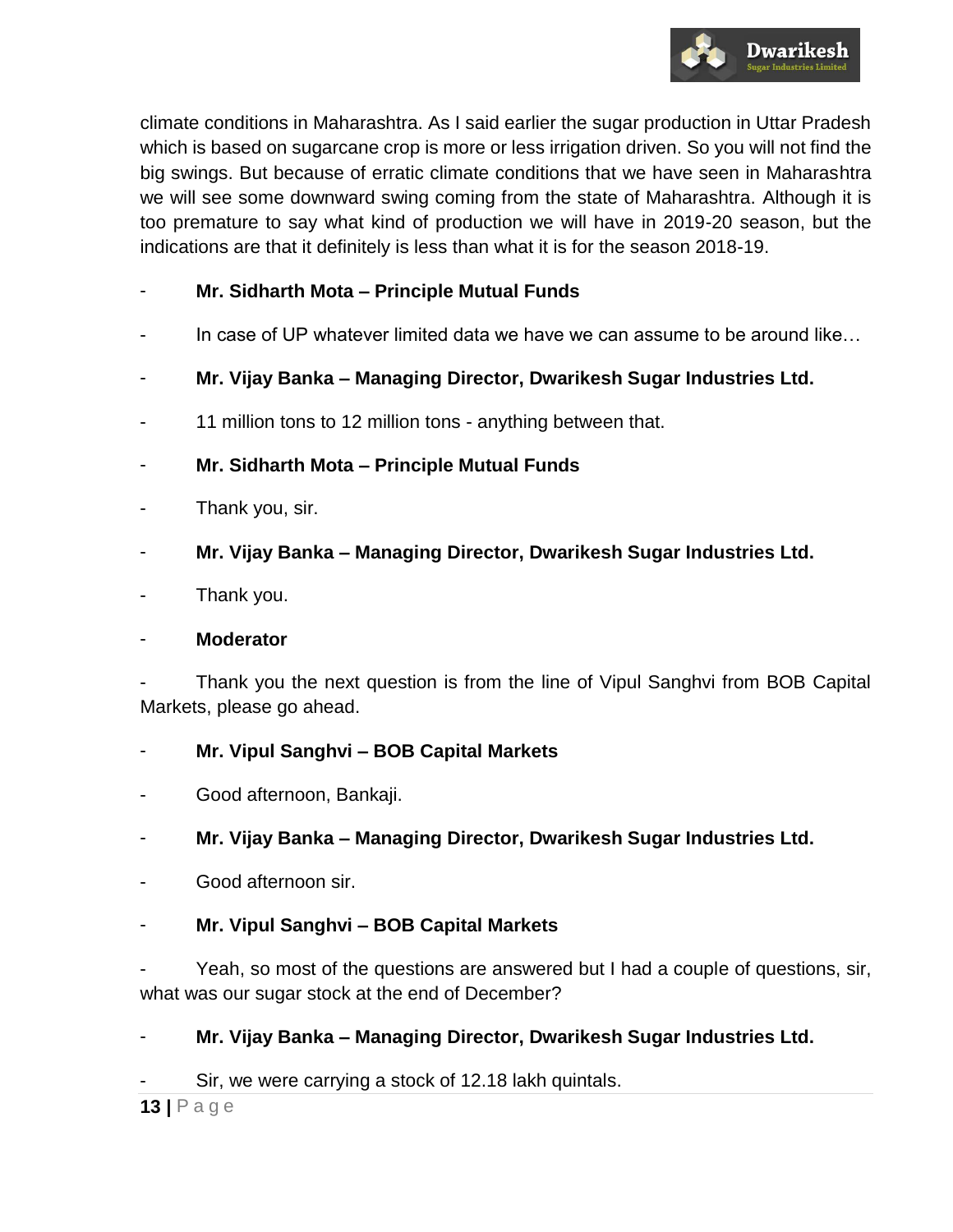climate conditions in Maharashtra. As I said earlier the sugar production in Uttar Pradesh which is based on sugarcane crop is more or less irrigation driven. So you will not find the big swings. But because of erratic climate conditions that we have seen in Maharashtra we will see some downward swing coming from the state of Maharashtra. Although it is too premature to say what kind of production we will have in 2019-20 season, but the indications are that it definitely is less than what it is for the season 2018-19.

- **Mr. Sidharth Mota – Principle Mutual Funds**

- In case of UP whatever limited data we have we can assume to be around like…

- **Mr. Vijay Banka – Managing Director, Dwarikesh Sugar Industries Ltd.**

- 11 million tons to 12 million tons - anything between that.

- **Mr. Sidharth Mota – Principle Mutual Funds**

- Thank you, sir.

- **Mr. Vijay Banka – Managing Director, Dwarikesh Sugar Industries Ltd.**

- Thank you.

- **Moderator**

- Thank you the next question is from the line of Vipul Sanghvi from BOB Capital Markets, please go ahead.

- **Mr. Vipul Sanghvi – BOB Capital Markets**

- Good afternoon, Bankaji.

- **Mr. Vijay Banka – Managing Director, Dwarikesh Sugar Industries Ltd.**

- Good afternoon sir.

- **Mr. Vipul Sanghvi – BOB Capital Markets**

- Yeah, so most of the questions are answered but I had a couple of questions, sir, what was our sugar stock at the end of December?

- **Mr. Vijay Banka – Managing Director, Dwarikesh Sugar Industries Ltd.**

- Sir, we were carrying a stock of 12.18 lakh quintals.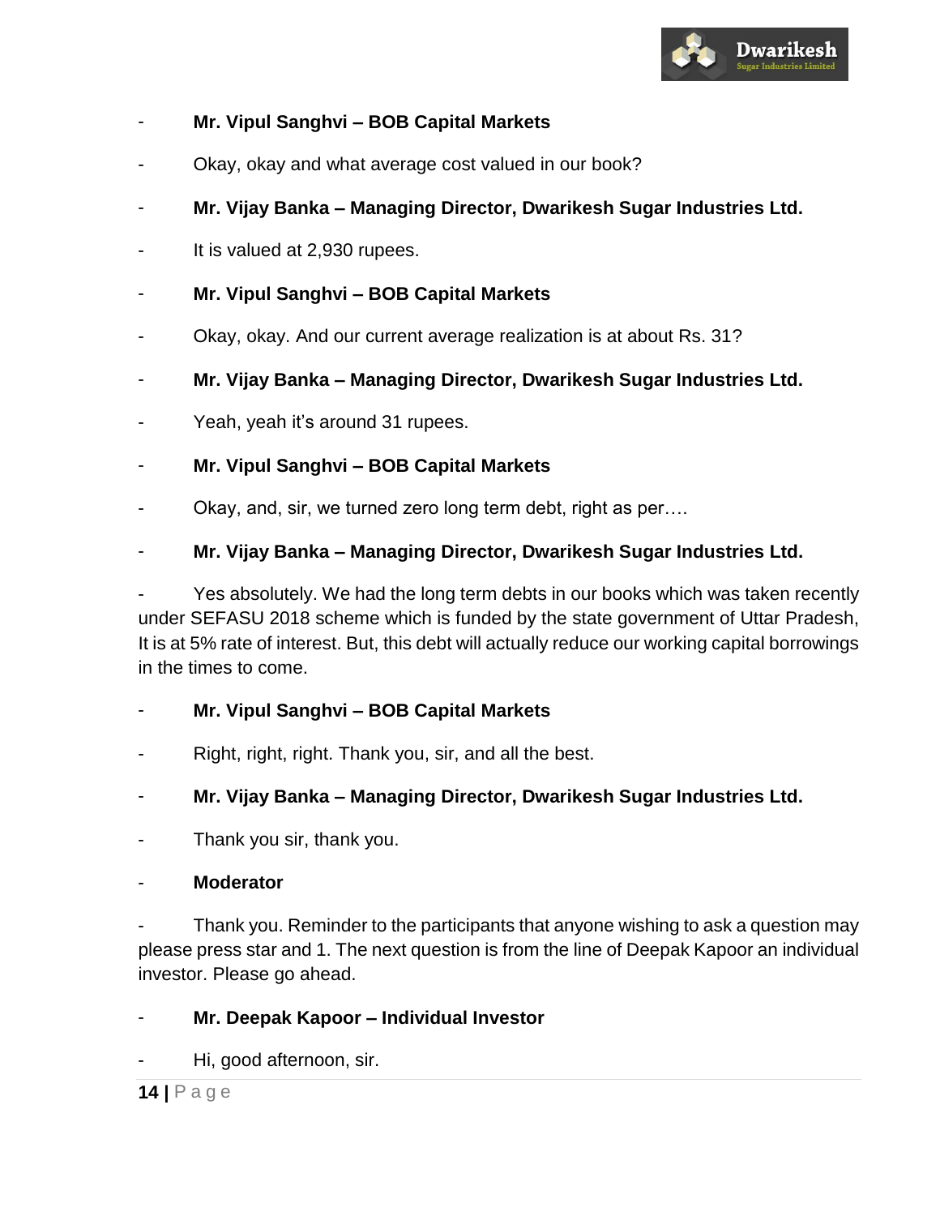- **Mr. Vipul Sanghvi – BOB Capital Markets**

- Okay, okay and what average cost valued in our book?

- **Mr. Vijay Banka – Managing Director, Dwarikesh Sugar Industries Ltd.**

- It is valued at 2,930 rupees.

- **Mr. Vipul Sanghvi – BOB Capital Markets**

- Okay, okay. And our current average realization is at about Rs. 31?

- **Mr. Vijay Banka – Managing Director, Dwarikesh Sugar Industries Ltd.**

- Yeah, yeah it's around 31 rupees.

- **Mr. Vipul Sanghvi – BOB Capital Markets**

- Okay, and, sir, we turned zero long term debt, right as per….

- **Mr. Vijay Banka – Managing Director, Dwarikesh Sugar Industries Ltd.**

- Yes absolutely. We had the long term debts in our books which was taken recently under SEFASU 2018 scheme which is funded by the state government of Uttar Pradesh, It is at 5% rate of interest. But, this debt will actually reduce our working capital borrowings in the times to come.

- **Mr. Vipul Sanghvi – BOB Capital Markets**

- Right, right, right. Thank you, sir, and all the best.

- **Mr. Vijay Banka – Managing Director, Dwarikesh Sugar Industries Ltd.**

- Thank you sir, thank you.

- **Moderator**

- Thank you. Reminder to the participants that anyone wishing to ask a question may please press star and 1. The next question is from the line of Deepak Kapoor an individual investor. Please go ahead.

- **Mr. Deepak Kapoor – Individual Investor**

- Hi, good afternoon, sir.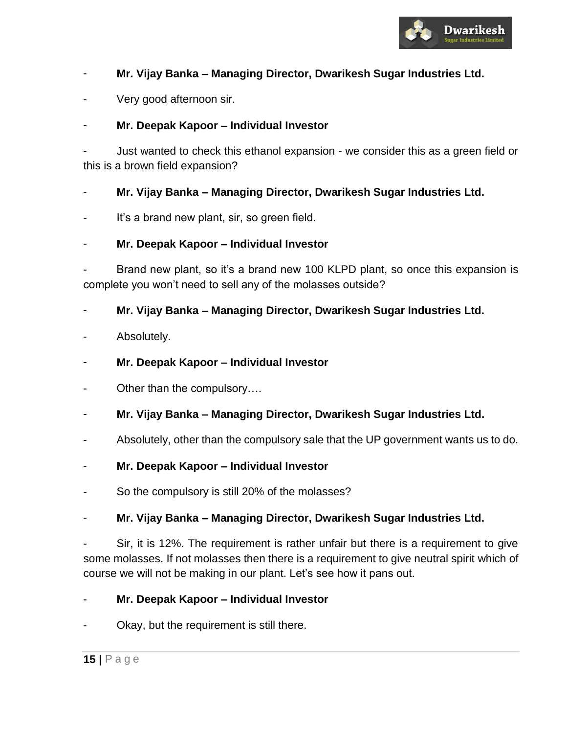- **Mr. Vijay Banka – Managing Director, Dwarikesh Sugar Industries Ltd.**

- Very good afternoon sir.

- **Mr. Deepak Kapoor – Individual Investor**

- Just wanted to check this ethanol expansion - we consider this as a green field or this is a brown field expansion?

- **Mr. Vijay Banka – Managing Director, Dwarikesh Sugar Industries Ltd.**

- It's a brand new plant, sir, so green field.

- **Mr. Deepak Kapoor – Individual Investor**

- Brand new plant, so it's a brand new 100 KLPD plant, so once this expansion is complete you won't need to sell any of the molasses outside?

- **Mr. Vijay Banka – Managing Director, Dwarikesh Sugar Industries Ltd.**

- Absolutely.

- **Mr. Deepak Kapoor – Individual Investor**

- Other than the compulsory….

- **Mr. Vijay Banka – Managing Director, Dwarikesh Sugar Industries Ltd.**

- Absolutely, other than the compulsory sale that the UP government wants us to do.

- **Mr. Deepak Kapoor – Individual Investor**

- So the compulsory is still 20% of the molasses?

- **Mr. Vijay Banka – Managing Director, Dwarikesh Sugar Industries Ltd.**

- Sir, it is 12%. The requirement is rather unfair but there is a requirement to give some molasses. If not molasses then there is a requirement to give neutral spirit which of course we will not be making in our plant. Let's see how it pans out.

- **Mr. Deepak Kapoor – Individual Investor**

- Okay, but the requirement is still there.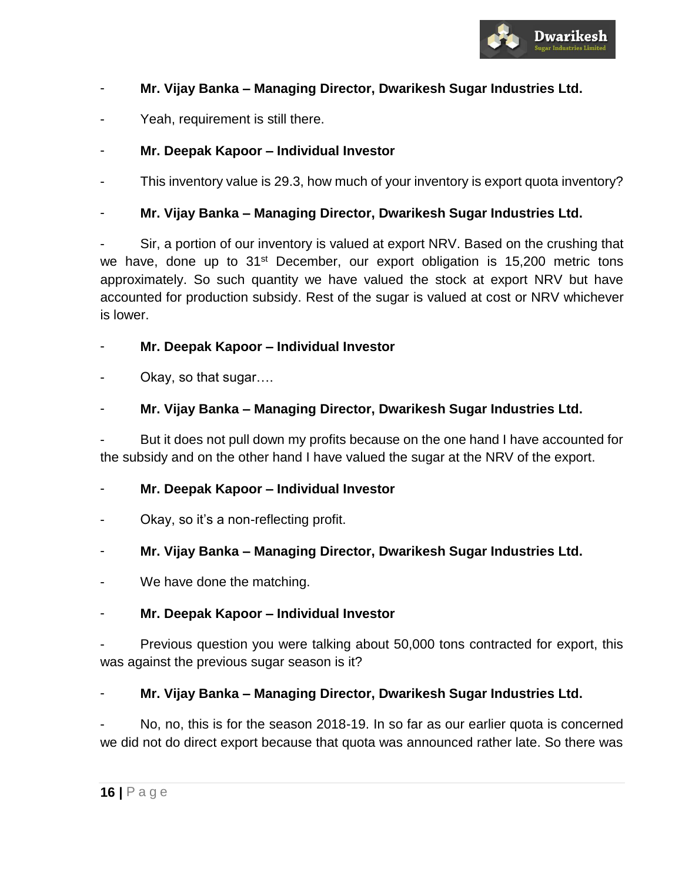- **Mr. Vijay Banka – Managing Director, Dwarikesh Sugar Industries Ltd.**

- Yeah, requirement is still there.

- **Mr. Deepak Kapoor – Individual Investor**

- This inventory value is 29.3, how much of your inventory is export quota inventory?

- **Mr. Vijay Banka – Managing Director, Dwarikesh Sugar Industries Ltd.**

- Sir, a portion of our inventory is valued at export NRV. Based on the crushing that we have, done up to 31st December, our export obligation is 15,200 metric tons approximately. So such quantity we have valued the stock at export NRV but have accounted for production subsidy. Rest of the sugar is valued at cost or NRV whichever is lower.

- **Mr. Deepak Kapoor – Individual Investor**

- Okay, so that sugar….

- **Mr. Vijay Banka – Managing Director, Dwarikesh Sugar Industries Ltd.**

- But it does not pull down my profits because on the one hand I have accounted for the subsidy and on the other hand I have valued the sugar at the NRV of the export.

- **Mr. Deepak Kapoor – Individual Investor**

- Okay, so it's a non-reflecting profit.

- **Mr. Vijay Banka – Managing Director, Dwarikesh Sugar Industries Ltd.**

- We have done the matching.

- **Mr. Deepak Kapoor – Individual Investor**

- Previous question you were talking about 50,000 tons contracted for export, this was against the previous sugar season is it?

- **Mr. Vijay Banka – Managing Director, Dwarikesh Sugar Industries Ltd.**

- No, no, this is for the season 2018-19. In so far as our earlier quota is concerned we did not do direct export because that quota was announced rather late. So there was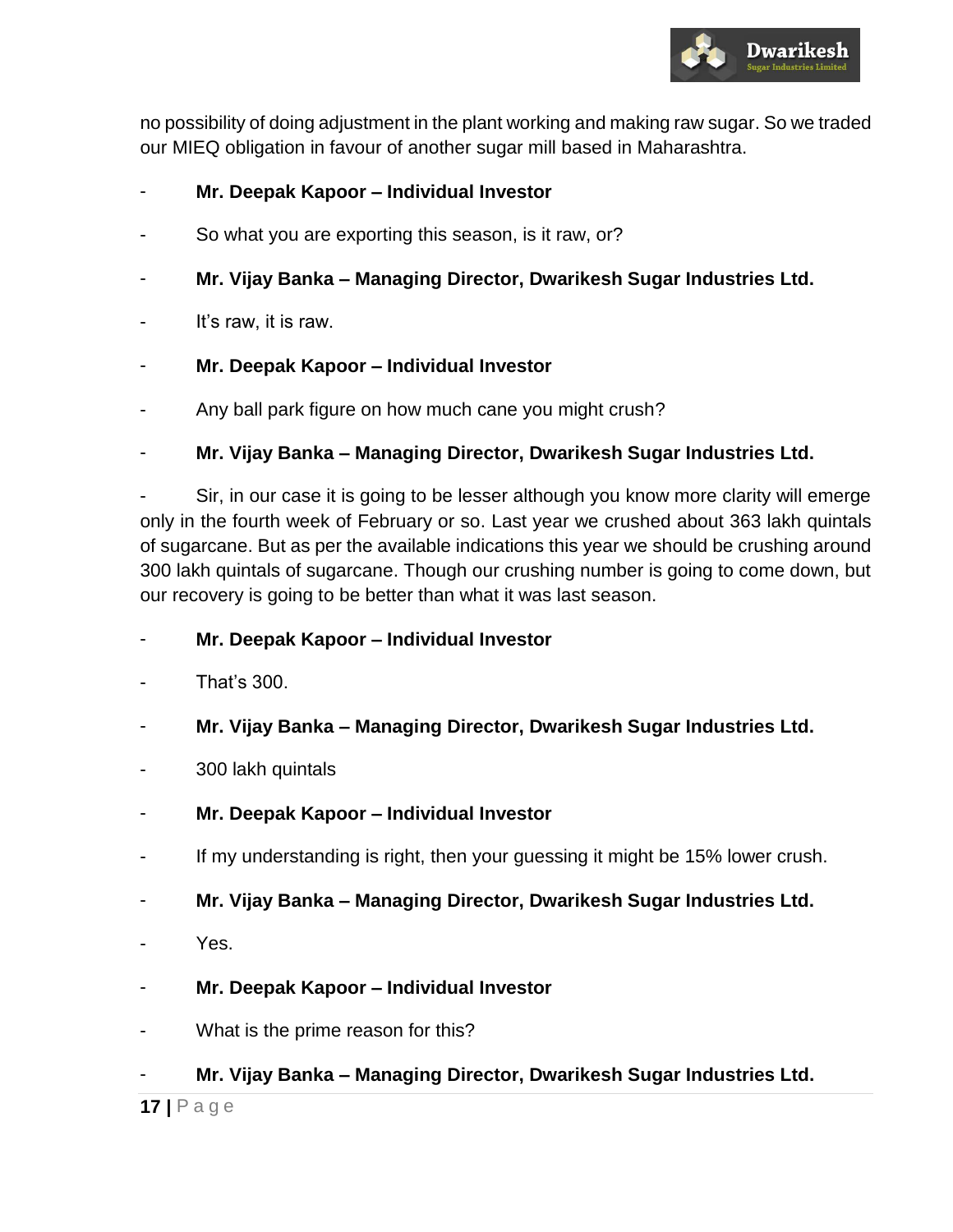no possibility of doing adjustment in the plant working and making raw sugar. So we traded our MIEQ obligation in favour of another sugar mill based in Maharashtra.

- **Mr. Deepak Kapoor – Individual Investor**

- So what you are exporting this season, is it raw, or?

- **Mr. Vijay Banka – Managing Director, Dwarikesh Sugar Industries Ltd.**

- It's raw, it is raw.

- **Mr. Deepak Kapoor – Individual Investor**

- Any ball park figure on how much cane you might crush?

- **Mr. Vijay Banka – Managing Director, Dwarikesh Sugar Industries Ltd.**

- Sir, in our case it is going to be lesser although you know more clarity will emerge only in the fourth week of February or so. Last year we crushed about 363 lakh quintals of sugarcane. But as per the available indications this year we should be crushing around 300 lakh quintals of sugarcane. Though our crushing number is going to come down, but our recovery is going to be better than what it was last season.

- **Mr. Deepak Kapoor – Individual Investor**

- That's 300.

- **Mr. Vijay Banka – Managing Director, Dwarikesh Sugar Industries Ltd.**

- 300 lakh quintals

- **Mr. Deepak Kapoor – Individual Investor**

- If my understanding is right, then your guessing it might be 15% lower crush.

- **Mr. Vijay Banka – Managing Director, Dwarikesh Sugar Industries Ltd.**

- Yes.

- **Mr. Deepak Kapoor – Individual Investor**

- What is the prime reason for this?

- **Mr. Vijay Banka – Managing Director, Dwarikesh Sugar Industries Ltd.**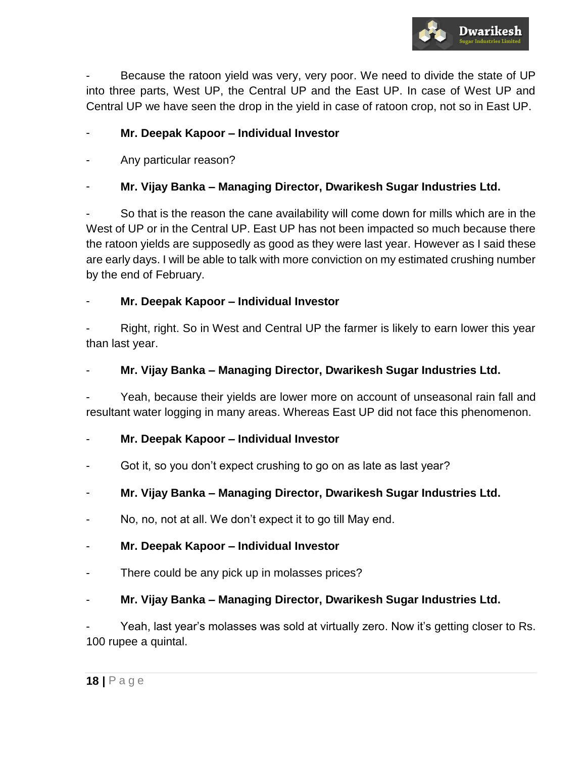- Because the ratoon yield was very, very poor. We need to divide the state of UP into three parts, West UP, the Central UP and the East UP. In case of West UP and Central UP we have seen the drop in the yield in case of ratoon crop, not so in East UP.

- **Mr. Deepak Kapoor – Individual Investor**

- Any particular reason?

- **Mr. Vijay Banka – Managing Director, Dwarikesh Sugar Industries Ltd.**

- So that is the reason the cane availability will come down for mills which are in the West of UP or in the Central UP. East UP has not been impacted so much because there the ratoon yields are supposedly as good as they were last year. However as I said these are early days. I will be able to talk with more conviction on my estimated crushing number by the end of February.

- **Mr. Deepak Kapoor – Individual Investor**

- Right, right. So in West and Central UP the farmer is likely to earn lower this year than last year.

- **Mr. Vijay Banka – Managing Director, Dwarikesh Sugar Industries Ltd.**

- Yeah, because their yields are lower more on account of unseasonal rain fall and resultant water logging in many areas. Whereas East UP did not face this phenomenon.

- **Mr. Deepak Kapoor – Individual Investor**

- Got it, so you don't expect crushing to go on as late as last year?

- **Mr. Vijay Banka – Managing Director, Dwarikesh Sugar Industries Ltd.**

- No, no, not at all. We don't expect it to go till May end.

- **Mr. Deepak Kapoor – Individual Investor**

- There could be any pick up in molasses prices?

- **Mr. Vijay Banka – Managing Director, Dwarikesh Sugar Industries Ltd.**

- Yeah, last year's molasses was sold at virtually zero. Now it's getting closer to Rs. 100 rupee a quintal.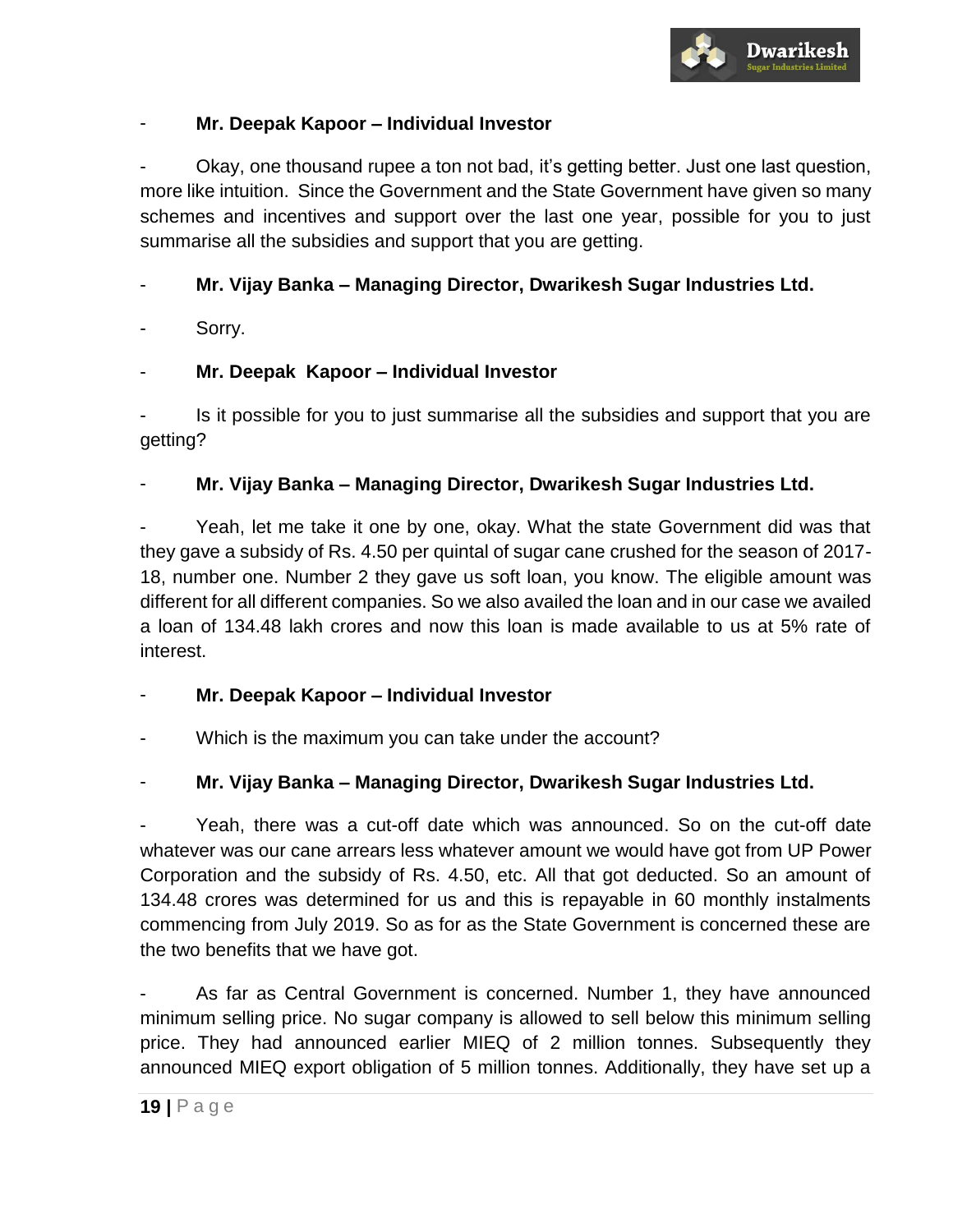- **Mr. Deepak Kapoor – Individual Investor**

- Okay, one thousand rupee a ton not bad, it's getting better. Just one last question, more like intuition. Since the Government and the State Government have given so many schemes and incentives and support over the last one year, possible for you to just summarise all the subsidies and support that you are getting.

- **Mr. Vijay Banka – Managing Director, Dwarikesh Sugar Industries Ltd.**

- Sorry.

- **Mr. Deepak Kapoor – Individual Investor**

- Is it possible for you to just summarise all the subsidies and support that you are getting?

- **Mr. Vijay Banka – Managing Director, Dwarikesh Sugar Industries Ltd.**

- Yeah, let me take it one by one, okay. What the state Government did was that they gave a subsidy of Rs. 4.50 per quintal of sugar cane crushed for the season of 2017-18, number one. Number 2 they gave us soft loan, you know. The eligible amount was different for all different companies. So we also availed the loan and in our case we availed a loan of 134.48 lakh crores and now this loan is made available to us at 5% rate of interest.

- **Mr. Deepak Kapoor – Individual Investor**

- Which is the maximum you can take under the account?

- **Mr. Vijay Banka – Managing Director, Dwarikesh Sugar Industries Ltd.**

- Yeah, there was a cut-off date which was announced. So on the cut-off date whatever was our cane arrears less whatever amount we would have got from UP Power Corporation and the subsidy of Rs. 4.50, etc. All that got deducted. So an amount of 134.48 crores was determined for us and this is repayable in 60 monthly instalments commencing from July 2019. So as for as the State Government is concerned these are the two benefits that we have got.

- As far as Central Government is concerned. Number 1, they have announced minimum selling price. No sugar company is allowed to sell below this minimum selling price. They had announced earlier MIEQ of 2 million tonnes. Subsequently they announced MIEQ export obligation of 5 million tonnes. Additionally, they have set up a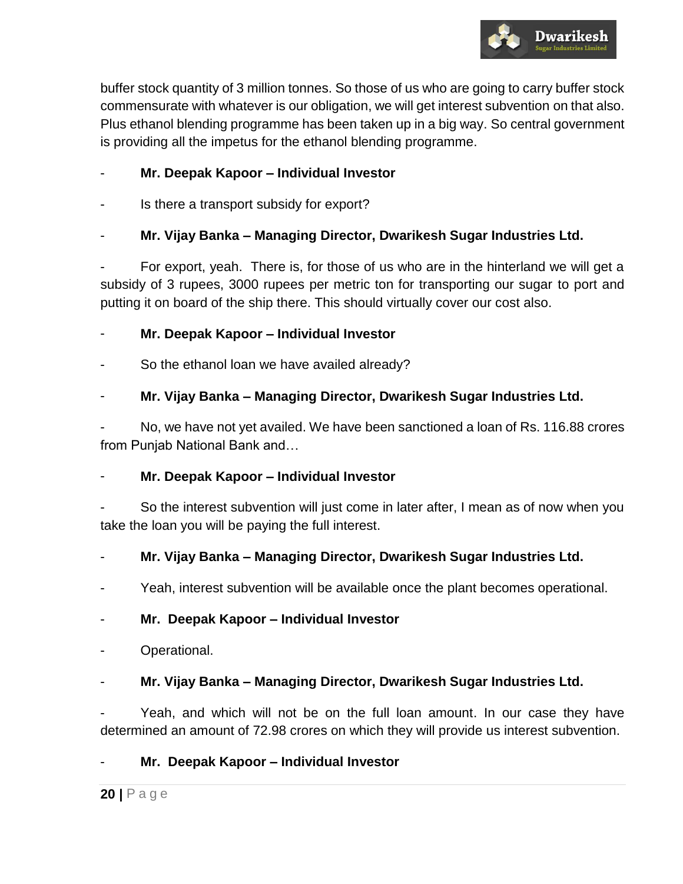buffer stock quantity of 3 million tonnes. So those of us who are going to carry buffer stock commensurate with whatever is our obligation, we will get interest subvention on that also. Plus ethanol blending programme has been taken up in a big way. So central government is providing all the impetus for the ethanol blending programme.

- **Mr. Deepak Kapoor – Individual Investor**

- Is there a transport subsidy for export?

- **Mr. Vijay Banka – Managing Director, Dwarikesh Sugar Industries Ltd.**

- For export, yeah. There is, for those of us who are in the hinterland we will get a subsidy of 3 rupees, 3000 rupees per metric ton for transporting our sugar to port and putting it on board of the ship there. This should virtually cover our cost also.

- **Mr. Deepak Kapoor – Individual Investor**

- So the ethanol loan we have availed already?

- **Mr. Vijay Banka – Managing Director, Dwarikesh Sugar Industries Ltd.**

- No, we have not yet availed. We have been sanctioned a loan of Rs. 116.88 crores from Punjab National Bank and…

- **Mr. Deepak Kapoor – Individual Investor**

- So the interest subvention will just come in later after, I mean as of now when you take the loan you will be paying the full interest.

- **Mr. Vijay Banka – Managing Director, Dwarikesh Sugar Industries Ltd.**

- Yeah, interest subvention will be available once the plant becomes operational.

- **Mr. Deepak Kapoor – Individual Investor**

- Operational.

- **Mr. Vijay Banka – Managing Director, Dwarikesh Sugar Industries Ltd.**

- Yeah, and which will not be on the full loan amount. In our case they have determined an amount of 72.98 crores on which they will provide us interest subvention.

- **Mr. Deepak Kapoor – Individual Investor**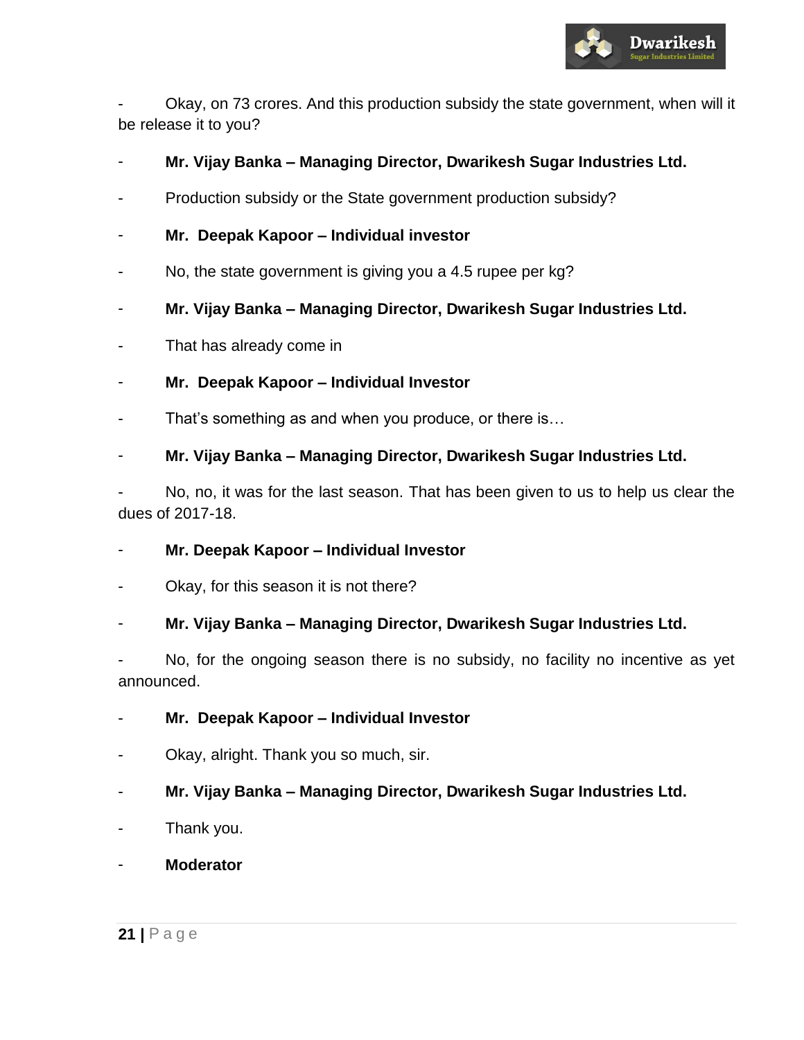- Okay, on 73 crores. And this production subsidy the state government, when will it be release it to you?

- **Mr. Vijay Banka – Managing Director, Dwarikesh Sugar Industries Ltd.**

- Production subsidy or the State government production subsidy?

- **Mr. Deepak Kapoor – Individual investor**

- No, the state government is giving you a 4.5 rupee per kg?

- **Mr. Vijay Banka – Managing Director, Dwarikesh Sugar Industries Ltd.**

- That has already come in

- **Mr. Deepak Kapoor – Individual Investor**

- That's something as and when you produce, or there is…

- **Mr. Vijay Banka – Managing Director, Dwarikesh Sugar Industries Ltd.**

- No, no, it was for the last season. That has been given to us to help us clear the dues of 2017-18.

- **Mr. Deepak Kapoor – Individual Investor**

- Okay, for this season it is not there?

- **Mr. Vijay Banka – Managing Director, Dwarikesh Sugar Industries Ltd.**

- No, for the ongoing season there is no subsidy, no facility no incentive as yet announced.

- **Mr. Deepak Kapoor – Individual Investor**

- Okay, alright. Thank you so much, sir.

- **Mr. Vijay Banka – Managing Director, Dwarikesh Sugar Industries Ltd.**

- Thank you.

- **Moderator**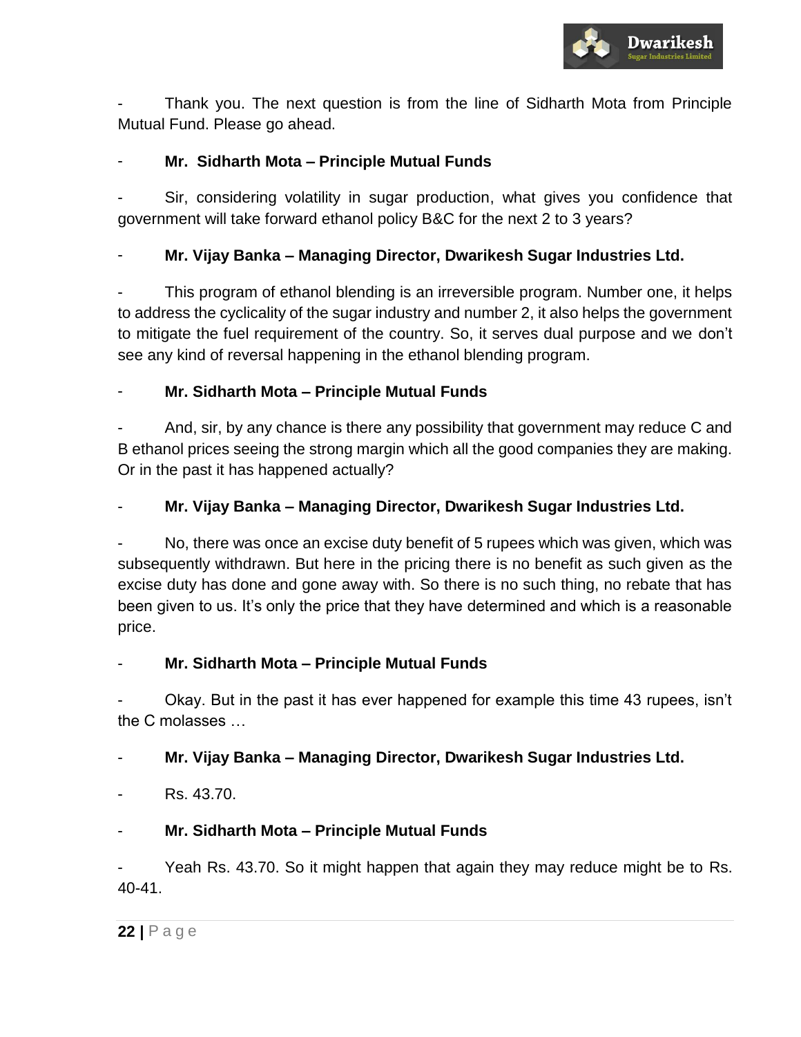- Thank you. The next question is from the line of Sidharth Mota from Principle Mutual Fund. Please go ahead.

- **Mr. Sidharth Mota – Principle Mutual Funds**

- Sir, considering volatility in sugar production, what gives you confidence that government will take forward ethanol policy B&C for the next 2 to 3 years?

- **Mr. Vijay Banka – Managing Director, Dwarikesh Sugar Industries Ltd.**

- This program of ethanol blending is an irreversible program. Number one, it helps to address the cyclicality of the sugar industry and number 2, it also helps the government to mitigate the fuel requirement of the country. So, it serves dual purpose and we don't see any kind of reversal happening in the ethanol blending program.

- **Mr. Sidharth Mota – Principle Mutual Funds**

- And, sir, by any chance is there any possibility that government may reduce C and B ethanol prices seeing the strong margin which all the good companies they are making. Or in the past it has happened actually?

- **Mr. Vijay Banka – Managing Director, Dwarikesh Sugar Industries Ltd.**

- No, there was once an excise duty benefit of 5 rupees which was given, which was subsequently withdrawn. But here in the pricing there is no benefit as such given as the excise duty has done and gone away with. So there is no such thing, no rebate that has been given to us. It's only the price that they have determined and which is a reasonable price.

- **Mr. Sidharth Mota – Principle Mutual Funds**

- Okay. But in the past it has ever happened for example this time 43 rupees, isn't the C molasses …

- **Mr. Vijay Banka – Managing Director, Dwarikesh Sugar Industries Ltd.**

- Rs. 43.70.

- **Mr. Sidharth Mota – Principle Mutual Funds**

- Yeah Rs. 43.70. So it might happen that again they may reduce might be to Rs. 40-41.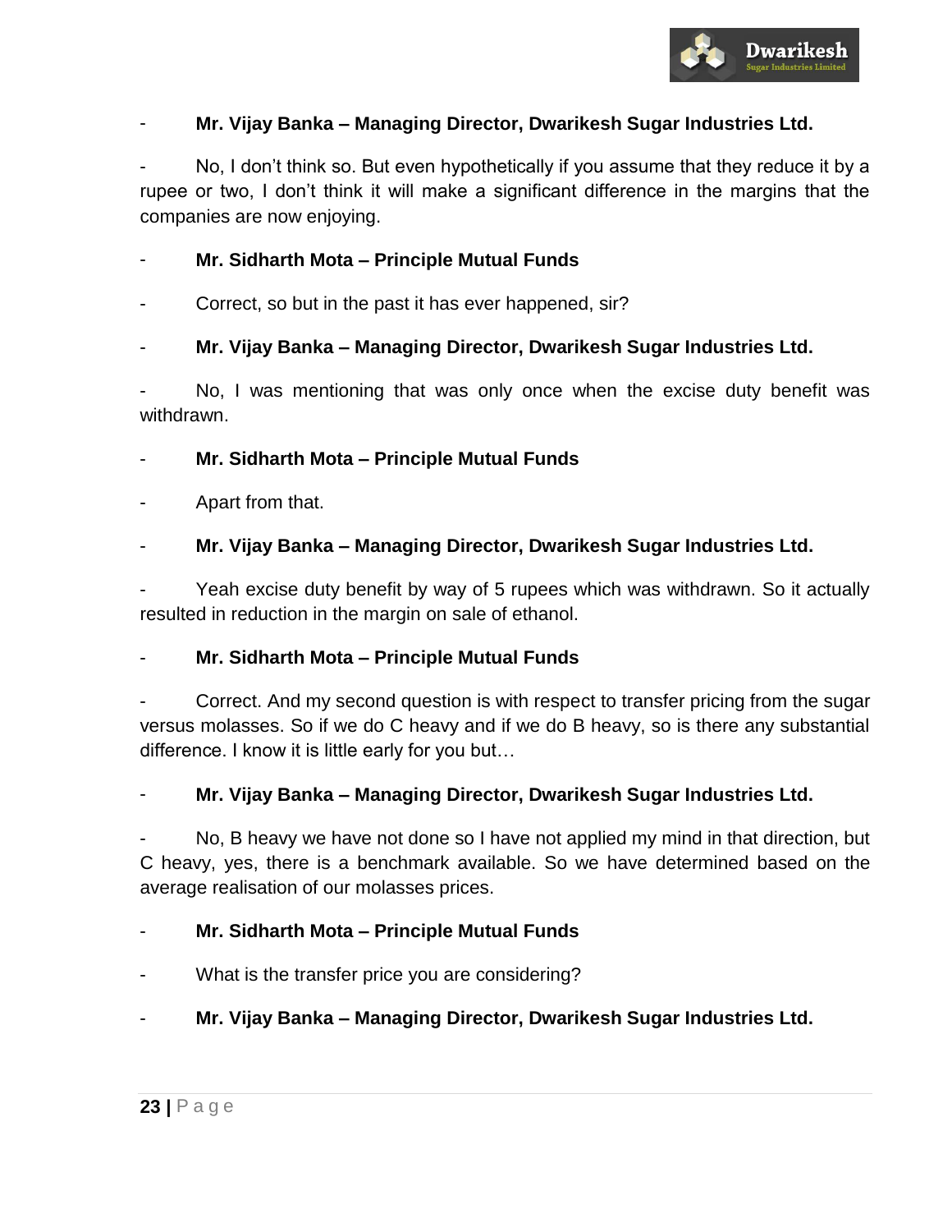- **Mr. Vijay Banka – Managing Director, Dwarikesh Sugar Industries Ltd.**

- No, I don't think so. But even hypothetically if you assume that they reduce it by a rupee or two, I don't think it will make a significant difference in the margins that the companies are now enjoying.

- **Mr. Sidharth Mota – Principle Mutual Funds**

- Correct, so but in the past it has ever happened, sir?

- **Mr. Vijay Banka – Managing Director, Dwarikesh Sugar Industries Ltd.**

- No, I was mentioning that was only once when the excise duty benefit was withdrawn.

- **Mr. Sidharth Mota – Principle Mutual Funds**

- Apart from that.

- **Mr. Vijay Banka – Managing Director, Dwarikesh Sugar Industries Ltd.**

- Yeah excise duty benefit by way of 5 rupees which was withdrawn. So it actually resulted in reduction in the margin on sale of ethanol.

- **Mr. Sidharth Mota – Principle Mutual Funds**

- Correct. And my second question is with respect to transfer pricing from the sugar versus molasses. So if we do C heavy and if we do B heavy, so is there any substantial difference. I know it is little early for you but…

- **Mr. Vijay Banka – Managing Director, Dwarikesh Sugar Industries Ltd.**

- No, B heavy we have not done so I have not applied my mind in that direction, but C heavy, yes, there is a benchmark available. So we have determined based on the average realisation of our molasses prices.

- **Mr. Sidharth Mota – Principle Mutual Funds**

- What is the transfer price you are considering?

- **Mr. Vijay Banka – Managing Director, Dwarikesh Sugar Industries Ltd.**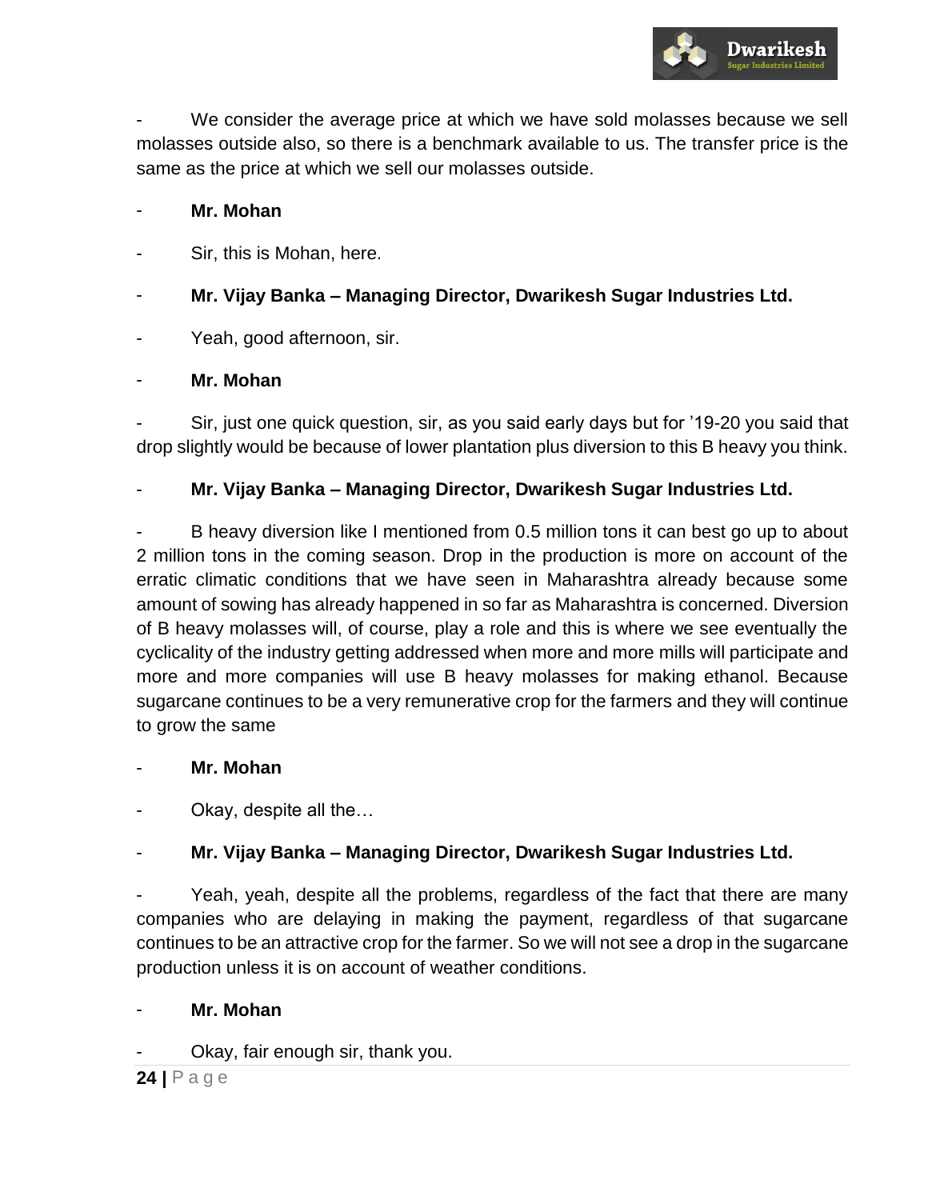- We consider the average price at which we have sold molasses because we sell molasses outside also, so there is a benchmark available to us. The transfer price is the same as the price at which we sell our molasses outside.

- **Mr. Mohan**

- Sir, this is Mohan, here.

- **Mr. Vijay Banka – Managing Director, Dwarikesh Sugar Industries Ltd.**

- Yeah, good afternoon, sir.

- **Mr. Mohan**

- Sir, just one quick question, sir, as you said early days but for '19-20 you said that drop slightly would be because of lower plantation plus diversion to this B heavy you think.

- **Mr. Vijay Banka – Managing Director, Dwarikesh Sugar Industries Ltd.**

- B heavy diversion like I mentioned from 0.5 million tons it can best go up to about 2 million tons in the coming season. Drop in the production is more on account of the erratic climatic conditions that we have seen in Maharashtra already because some amount of sowing has already happened in so far as Maharashtra is concerned. Diversion of B heavy molasses will, of course, play a role and this is where we see eventually the cyclicality of the industry getting addressed when more and more mills will participate and more and more companies will use B heavy molasses for making ethanol. Because sugarcane continues to be a very remunerative crop for the farmers and they will continue to grow the same

- **Mr. Mohan**

- Okay, despite all the…

- **Mr. Vijay Banka – Managing Director, Dwarikesh Sugar Industries Ltd.**

- Yeah, yeah, despite all the problems, regardless of the fact that there are many companies who are delaying in making the payment, regardless of that sugarcane continues to be an attractive crop for the farmer. So we will not see a drop in the sugarcane production unless it is on account of weather conditions.

- **Mr. Mohan**

- Okay, fair enough sir, thank you.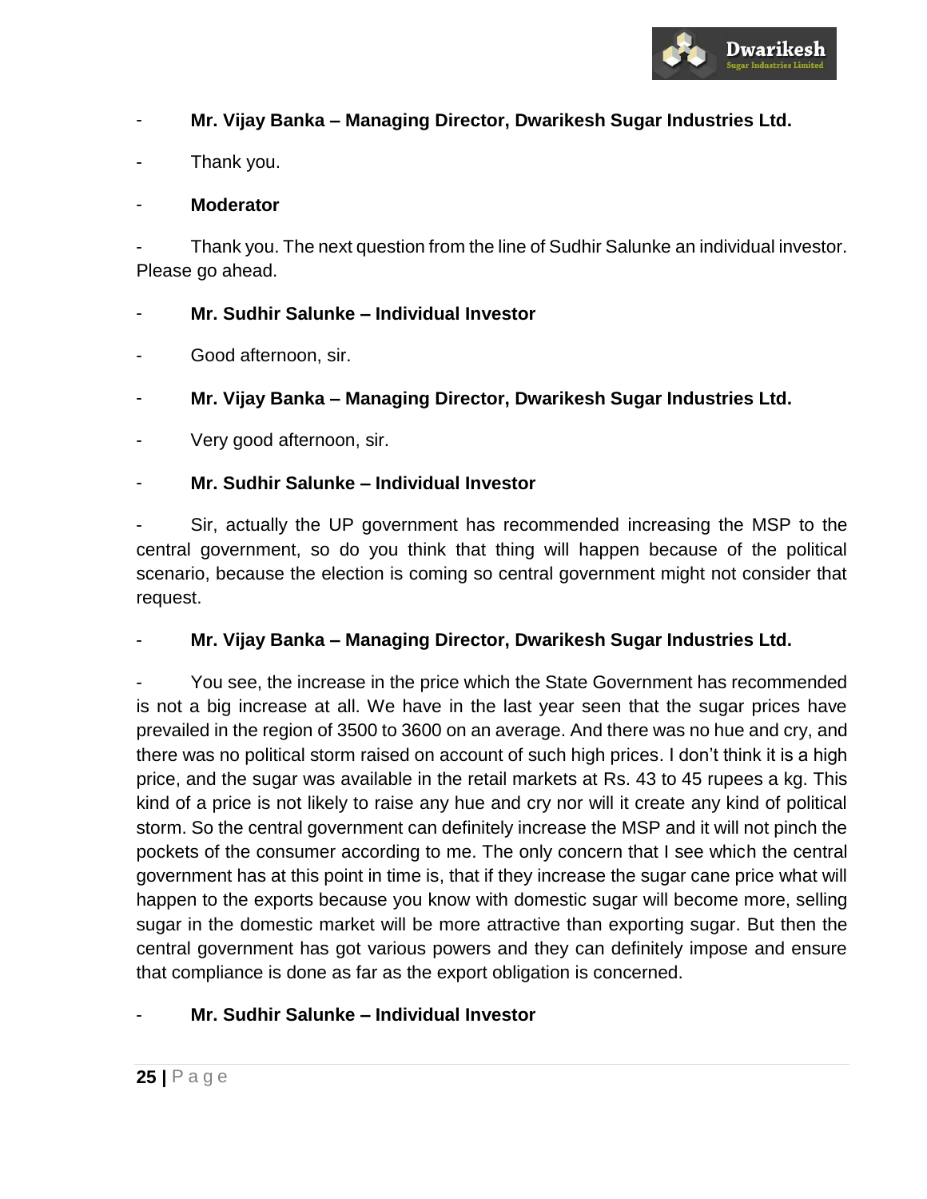- **Mr. Vijay Banka – Managing Director, Dwarikesh Sugar Industries Ltd.**

- Thank you.

- **Moderator**

- Thank you. The next question from the line of Sudhir Salunke an individual investor. Please go ahead.

- **Mr. Sudhir Salunke – Individual Investor**

- Good afternoon, sir.

- **Mr. Vijay Banka – Managing Director, Dwarikesh Sugar Industries Ltd.**

- Very good afternoon, sir.

- **Mr. Sudhir Salunke – Individual Investor**

- Sir, actually the UP government has recommended increasing the MSP to the central government, so do you think that thing will happen because of the political scenario, because the election is coming so central government might not consider that request.

- **Mr. Vijay Banka – Managing Director, Dwarikesh Sugar Industries Ltd.**

- You see, the increase in the price which the State Government has recommended is not a big increase at all. We have in the last year seen that the sugar prices have prevailed in the region of 3500 to 3600 on an average. And there was no hue and cry, and there was no political storm raised on account of such high prices. I don't think it is a high price, and the sugar was available in the retail markets at Rs. 43 to 45 rupees a kg. This kind of a price is not likely to raise any hue and cry nor will it create any kind of political storm. So the central government can definitely increase the MSP and it will not pinch the pockets of the consumer according to me. The only concern that I see which the central government has at this point in time is, that if they increase the sugar cane price what will happen to the exports because you know with domestic sugar will become more, selling sugar in the domestic market will be more attractive than exporting sugar. But then the central government has got various powers and they can definitely impose and ensure that compliance is done as far as the export obligation is concerned.

- **Mr. Sudhir Salunke – Individual Investor**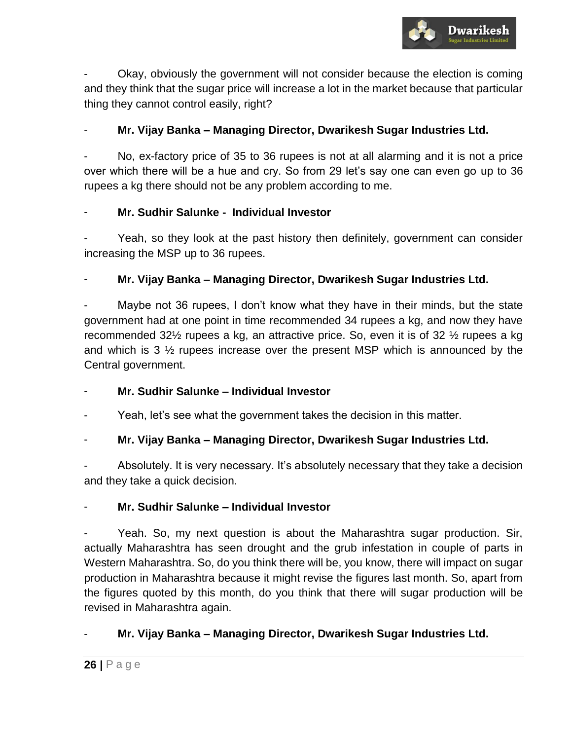- Okay, obviously the government will not consider because the election is coming and they think that the sugar price will increase a lot in the market because that particular thing they cannot control easily, right?

- **Mr. Vijay Banka – Managing Director, Dwarikesh Sugar Industries Ltd.**

- No, ex-factory price of 35 to 36 rupees is not at all alarming and it is not a price over which there will be a hue and cry. So from 29 let's say one can even go up to 36 rupees a kg there should not be any problem according to me.

- **Mr. Sudhir Salunke - Individual Investor**

- Yeah, so they look at the past history then definitely, government can consider increasing the MSP up to 36 rupees.

- **Mr. Vijay Banka – Managing Director, Dwarikesh Sugar Industries Ltd.**

- Maybe not 36 rupees, I don't know what they have in their minds, but the state government had at one point in time recommended 34 rupees a kg, and now they have recommended 32½ rupees a kg, an attractive price. So, even it is of 32 ½ rupees a kg and which is 3 ½ rupees increase over the present MSP which is announced by the Central government.

- **Mr. Sudhir Salunke – Individual Investor**

- Yeah, let's see what the government takes the decision in this matter.

- **Mr. Vijay Banka – Managing Director, Dwarikesh Sugar Industries Ltd.**

- Absolutely. It is very necessary. It's absolutely necessary that they take a decision and they take a quick decision.

- **Mr. Sudhir Salunke – Individual Investor**

- Yeah. So, my next question is about the Maharashtra sugar production. Sir, actually Maharashtra has seen drought and the grub infestation in couple of parts in Western Maharashtra. So, do you think there will be, you know, there will impact on sugar production in Maharashtra because it might revise the figures last month. So, apart from the figures quoted by this month, do you think that there will sugar production will be revised in Maharashtra again.

- **Mr. Vijay Banka – Managing Director, Dwarikesh Sugar Industries Ltd.**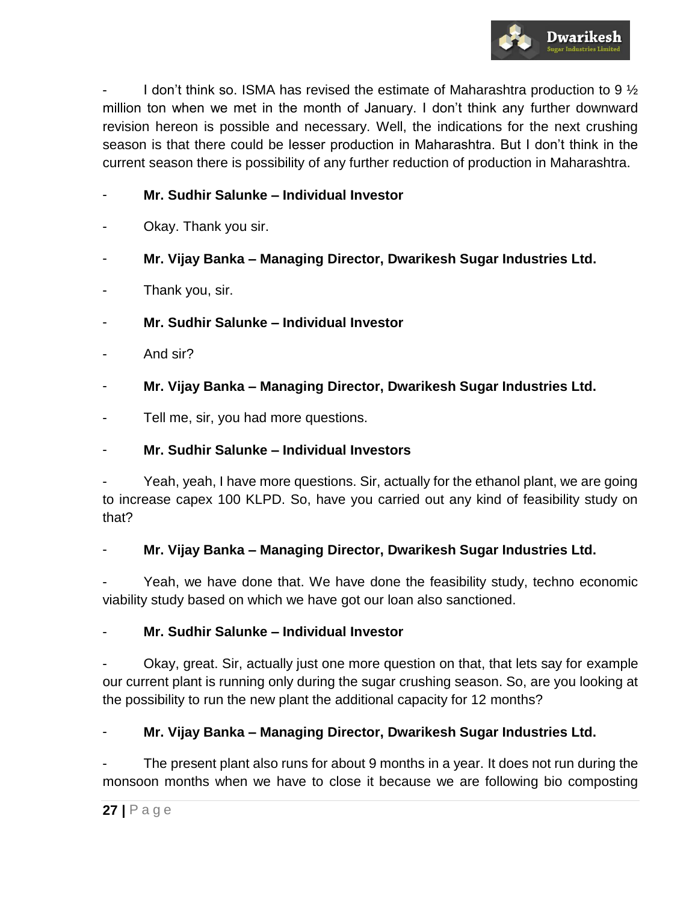- I don't think so. ISMA has revised the estimate of Maharashtra production to 9 ½ million ton when we met in the month of January. I don't think any further downward revision hereon is possible and necessary. Well, the indications for the next crushing season is that there could be lesser production in Maharashtra. But I don't think in the current season there is possibility of any further reduction of production in Maharashtra.

- **Mr. Sudhir Salunke – Individual Investor**

- Okay. Thank you sir.

- **Mr. Vijay Banka – Managing Director, Dwarikesh Sugar Industries Ltd.**

- Thank you, sir.

- **Mr. Sudhir Salunke – Individual Investor**

- And sir?

- **Mr. Vijay Banka – Managing Director, Dwarikesh Sugar Industries Ltd.**

- Tell me, sir, you had more questions.

- **Mr. Sudhir Salunke – Individual Investors**

- Yeah, yeah, I have more questions. Sir, actually for the ethanol plant, we are going to increase capex 100 KLPD. So, have you carried out any kind of feasibility study on that?

- **Mr. Vijay Banka – Managing Director, Dwarikesh Sugar Industries Ltd.**

- Yeah, we have done that. We have done the feasibility study, techno economic viability study based on which we have got our loan also sanctioned.

- **Mr. Sudhir Salunke – Individual Investor**

- Okay, great. Sir, actually just one more question on that, that lets say for example our current plant is running only during the sugar crushing season. So, are you looking at the possibility to run the new plant the additional capacity for 12 months?

- **Mr. Vijay Banka – Managing Director, Dwarikesh Sugar Industries Ltd.**

- The present plant also runs for about 9 months in a year. It does not run during the monsoon months when we have to close it because we are following bio composting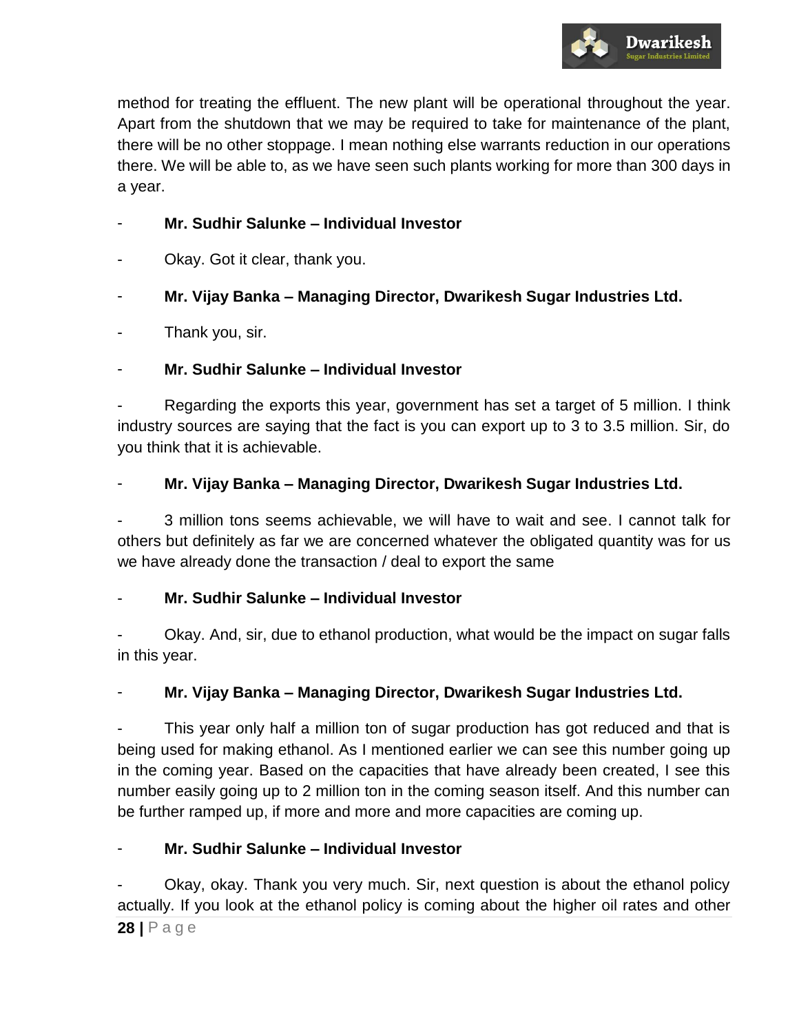method for treating the effluent. The new plant will be operational throughout the year. Apart from the shutdown that we may be required to take for maintenance of the plant, there will be no other stoppage. I mean nothing else warrants reduction in our operations there. We will be able to, as we have seen such plants working for more than 300 days in a year.

- **Mr. Sudhir Salunke – Individual Investor**

- Okay. Got it clear, thank you.

- **Mr. Vijay Banka – Managing Director, Dwarikesh Sugar Industries Ltd.**

- Thank you, sir.

- **Mr. Sudhir Salunke – Individual Investor**

- Regarding the exports this year, government has set a target of 5 million. I think industry sources are saying that the fact is you can export up to 3 to 3.5 million. Sir, do you think that it is achievable.

- **Mr. Vijay Banka – Managing Director, Dwarikesh Sugar Industries Ltd.**

- 3 million tons seems achievable, we will have to wait and see. I cannot talk for others but definitely as far we are concerned whatever the obligated quantity was for us we have already done the transaction / deal to export the same

- **Mr. Sudhir Salunke – Individual Investor**

- Okay. And, sir, due to ethanol production, what would be the impact on sugar falls in this year.

- **Mr. Vijay Banka – Managing Director, Dwarikesh Sugar Industries Ltd.**

- This year only half a million ton of sugar production has got reduced and that is being used for making ethanol. As I mentioned earlier we can see this number going up in the coming year. Based on the capacities that have already been created, I see this number easily going up to 2 million ton in the coming season itself. And this number can be further ramped up, if more and more and more capacities are coming up.

- **Mr. Sudhir Salunke – Individual Investor**

- Okay, okay. Thank you very much. Sir, next question is about the ethanol policy actually. If you look at the ethanol policy is coming about the higher oil rates and other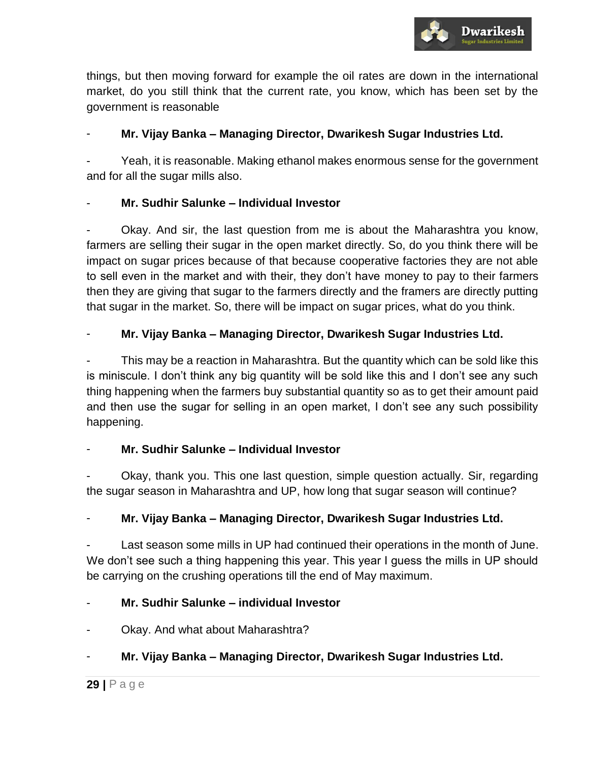things, but then moving forward for example the oil rates are down in the international market, do you still think that the current rate, you know, which has been set by the government is reasonable

- **Mr. Vijay Banka – Managing Director, Dwarikesh Sugar Industries Ltd.**

- Yeah, it is reasonable. Making ethanol makes enormous sense for the government and for all the sugar mills also.

- **Mr. Sudhir Salunke – Individual Investor**

- Okay. And sir, the last question from me is about the Maharashtra you know, farmers are selling their sugar in the open market directly. So, do you think there will be impact on sugar prices because of that because cooperative factories they are not able to sell even in the market and with their, they don't have money to pay to their farmers then they are giving that sugar to the farmers directly and the framers are directly putting that sugar in the market. So, there will be impact on sugar prices, what do you think.

- **Mr. Vijay Banka – Managing Director, Dwarikesh Sugar Industries Ltd.**

- This may be a reaction in Maharashtra. But the quantity which can be sold like this is miniscule. I don't think any big quantity will be sold like this and I don't see any such thing happening when the farmers buy substantial quantity so as to get their amount paid and then use the sugar for selling in an open market, I don't see any such possibility happening.

- **Mr. Sudhir Salunke – Individual Investor**

- Okay, thank you. This one last question, simple question actually. Sir, regarding the sugar season in Maharashtra and UP, how long that sugar season will continue?

- **Mr. Vijay Banka – Managing Director, Dwarikesh Sugar Industries Ltd.**

- Last season some mills in UP had continued their operations in the month of June. We don't see such a thing happening this year. This year I guess the mills in UP should be carrying on the crushing operations till the end of May maximum.

- **Mr. Sudhir Salunke – individual Investor**

- Okay. And what about Maharashtra?

- **Mr. Vijay Banka – Managing Director, Dwarikesh Sugar Industries Ltd.**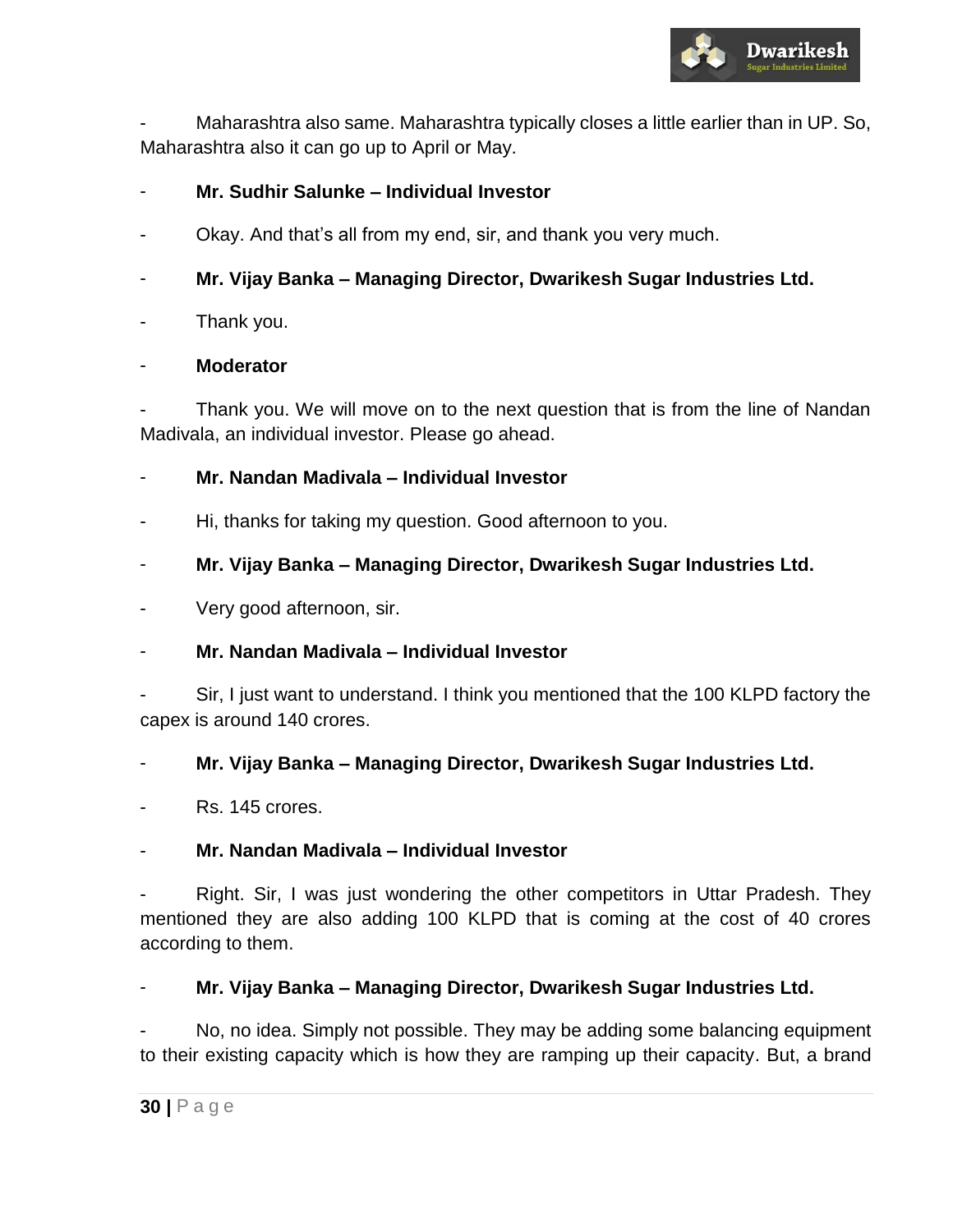- Maharashtra also same. Maharashtra typically closes a little earlier than in UP. So, Maharashtra also it can go up to April or May.

- **Mr. Sudhir Salunke – Individual Investor**

- Okay. And that's all from my end, sir, and thank you very much.

- **Mr. Vijay Banka – Managing Director, Dwarikesh Sugar Industries Ltd.**

- Thank you.

- **Moderator**

- Thank you. We will move on to the next question that is from the line of Nandan Madivala, an individual investor. Please go ahead.

- **Mr. Nandan Madivala – Individual Investor**

- Hi, thanks for taking my question. Good afternoon to you.

- **Mr. Vijay Banka – Managing Director, Dwarikesh Sugar Industries Ltd.**

- Very good afternoon, sir.

- **Mr. Nandan Madivala – Individual Investor**

- Sir, I just want to understand. I think you mentioned that the 100 KLPD factory the capex is around 140 crores.

- **Mr. Vijay Banka – Managing Director, Dwarikesh Sugar Industries Ltd.**

- Rs. 145 crores.

- **Mr. Nandan Madivala – Individual Investor**

- Right. Sir, I was just wondering the other competitors in Uttar Pradesh. They mentioned they are also adding 100 KLPD that is coming at the cost of 40 crores according to them.

- **Mr. Vijay Banka – Managing Director, Dwarikesh Sugar Industries Ltd.**

- No, no idea. Simply not possible. They may be adding some balancing equipment to their existing capacity which is how they are ramping up their capacity. But, a brand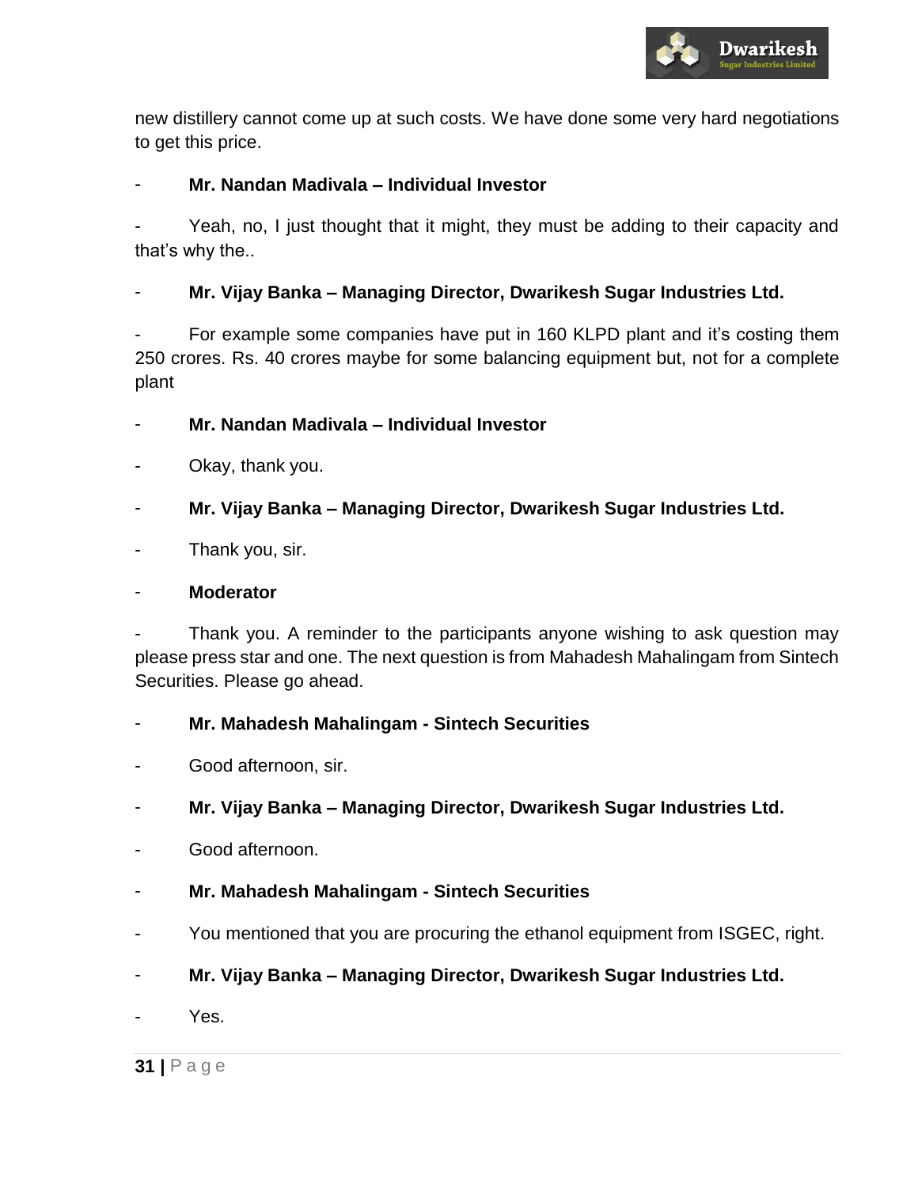new distillery cannot come up at such costs. We have done some very hard negotiations to get this price.

- **Mr. Nandan Madivala – Individual Investor**

- Yeah, no, I just thought that it might, they must be adding to their capacity and that's why the..

- **Mr. Vijay Banka – Managing Director, Dwarikesh Sugar Industries Ltd.**

- For example some companies have put in 160 KLPD plant and it's costing them 250 crores. Rs. 40 crores maybe for some balancing equipment but, not for a complete plant

- **Mr. Nandan Madivala – Individual Investor**

- Okay, thank you.

- **Mr. Vijay Banka – Managing Director, Dwarikesh Sugar Industries Ltd.**

- Thank you, sir.

- **Moderator**

- Thank you. A reminder to the participants anyone wishing to ask question may please press star and one. The next question is from Mahadesh Mahalingam from Sintech Securities. Please go ahead.

- **Mr. Mahadesh Mahalingam - Sintech Securities**

- Good afternoon, sir.

- **Mr. Vijay Banka – Managing Director, Dwarikesh Sugar Industries Ltd.**

- Good afternoon.

- **Mr. Mahadesh Mahalingam - Sintech Securities**

- You mentioned that you are procuring the ethanol equipment from ISGEC, right.

- **Mr. Vijay Banka – Managing Director, Dwarikesh Sugar Industries Ltd.**

- Yes.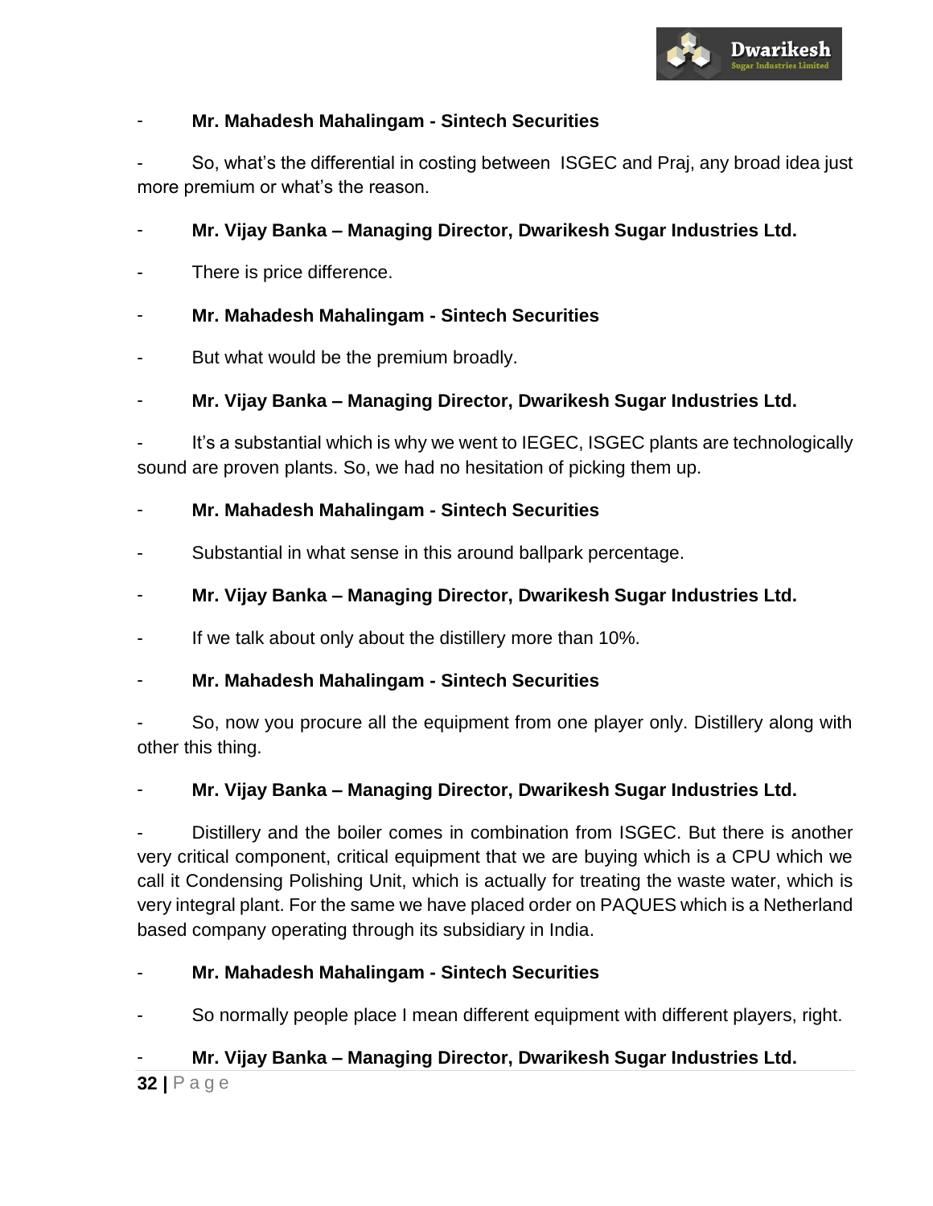- **Mr. Mahadesh Mahalingam - Sintech Securities**

- So, what's the differential in costing between ISGEC and Praj, any broad idea just more premium or what's the reason.

- **Mr. Vijay Banka – Managing Director, Dwarikesh Sugar Industries Ltd.**

- There is price difference.

- **Mr. Mahadesh Mahalingam - Sintech Securities**

- But what would be the premium broadly.

- **Mr. Vijay Banka – Managing Director, Dwarikesh Sugar Industries Ltd.**

- It's a substantial which is why we went to IEGEC, ISGEC plants are technologically sound are proven plants. So, we had no hesitation of picking them up.

- **Mr. Mahadesh Mahalingam - Sintech Securities**

- Substantial in what sense in this around ballpark percentage.

- **Mr. Vijay Banka – Managing Director, Dwarikesh Sugar Industries Ltd.**

- If we talk about only about the distillery more than 10%.

- **Mr. Mahadesh Mahalingam - Sintech Securities**

- So, now you procure all the equipment from one player only. Distillery along with other this thing.

- **Mr. Vijay Banka – Managing Director, Dwarikesh Sugar Industries Ltd.**

- Distillery and the boiler comes in combination from ISGEC. But there is another very critical component, critical equipment that we are buying which is a CPU which we call it Condensing Polishing Unit, which is actually for treating the waste water, which is very integral plant. For the same we have placed order on PAQUES which is a Netherland based company operating through its subsidiary in India.

- **Mr. Mahadesh Mahalingam - Sintech Securities**

- So normally people place I mean different equipment with different players, right.

- **Mr. Vijay Banka – Managing Director, Dwarikesh Sugar Industries Ltd.**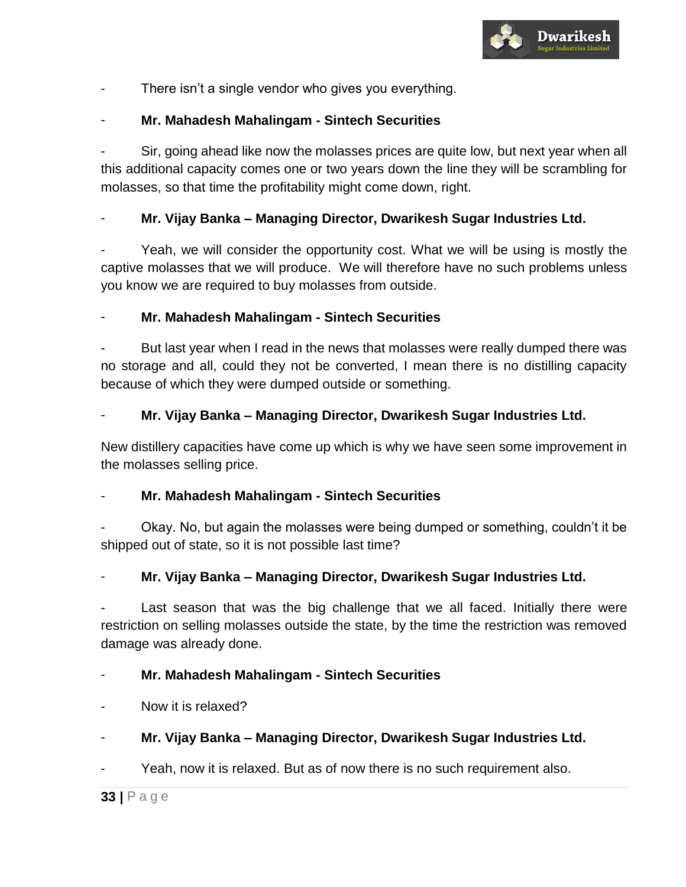- There isn't a single vendor who gives you everything.

- **Mr. Mahadesh Mahalingam - Sintech Securities**

- Sir, going ahead like now the molasses prices are quite low, but next year when all this additional capacity comes one or two years down the line they will be scrambling for molasses, so that time the profitability might come down, right.

- **Mr. Vijay Banka – Managing Director, Dwarikesh Sugar Industries Ltd.**

- Yeah, we will consider the opportunity cost. What we will be using is mostly the captive molasses that we will produce. We will therefore have no such problems unless you know we are required to buy molasses from outside.

- **Mr. Mahadesh Mahalingam - Sintech Securities**

- But last year when I read in the news that molasses were really dumped there was no storage and all, could they not be converted, I mean there is no distilling capacity because of which they were dumped outside or something.

- **Mr. Vijay Banka – Managing Director, Dwarikesh Sugar Industries Ltd.**

New distillery capacities have come up which is why we have seen some improvement in the molasses selling price.

- **Mr. Mahadesh Mahalingam - Sintech Securities**

- Okay. No, but again the molasses were being dumped or something, couldn't it be shipped out of state, so it is not possible last time?

- **Mr. Vijay Banka – Managing Director, Dwarikesh Sugar Industries Ltd.**

- Last season that was the big challenge that we all faced. Initially there were restriction on selling molasses outside the state, by the time the restriction was removed damage was already done.

- **Mr. Mahadesh Mahalingam - Sintech Securities**

- Now it is relaxed?

- **Mr. Vijay Banka – Managing Director, Dwarikesh Sugar Industries Ltd.**

- Yeah, now it is relaxed. But as of now there is no such requirement also.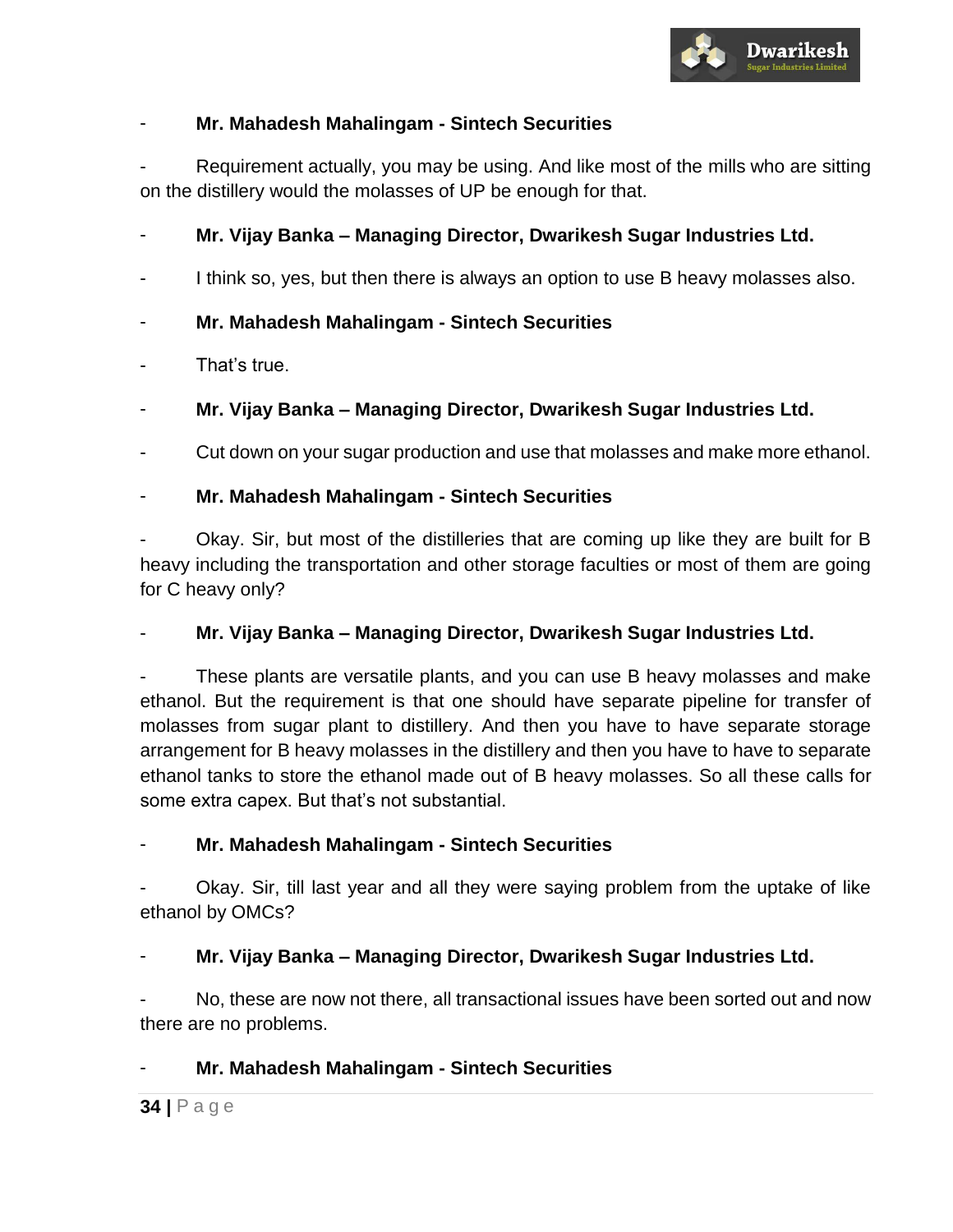- **Mr. Mahadesh Mahalingam - Sintech Securities**

- Requirement actually, you may be using. And like most of the mills who are sitting on the distillery would the molasses of UP be enough for that.

- **Mr. Vijay Banka – Managing Director, Dwarikesh Sugar Industries Ltd.**

- I think so, yes, but then there is always an option to use B heavy molasses also.

- **Mr. Mahadesh Mahalingam - Sintech Securities**

- That's true.

- **Mr. Vijay Banka – Managing Director, Dwarikesh Sugar Industries Ltd.**

- Cut down on your sugar production and use that molasses and make more ethanol.

- **Mr. Mahadesh Mahalingam - Sintech Securities**

- Okay. Sir, but most of the distilleries that are coming up like they are built for B heavy including the transportation and other storage faculties or most of them are going for C heavy only?

- **Mr. Vijay Banka – Managing Director, Dwarikesh Sugar Industries Ltd.**

- These plants are versatile plants, and you can use B heavy molasses and make ethanol. But the requirement is that one should have separate pipeline for transfer of molasses from sugar plant to distillery. And then you have to have separate storage arrangement for B heavy molasses in the distillery and then you have to have to separate ethanol tanks to store the ethanol made out of B heavy molasses. So all these calls for some extra capex. But that's not substantial.

- **Mr. Mahadesh Mahalingam - Sintech Securities**

- Okay. Sir, till last year and all they were saying problem from the uptake of like ethanol by OMCs?

- **Mr. Vijay Banka – Managing Director, Dwarikesh Sugar Industries Ltd.**

- No, these are now not there, all transactional issues have been sorted out and now there are no problems.

- **Mr. Mahadesh Mahalingam - Sintech Securities**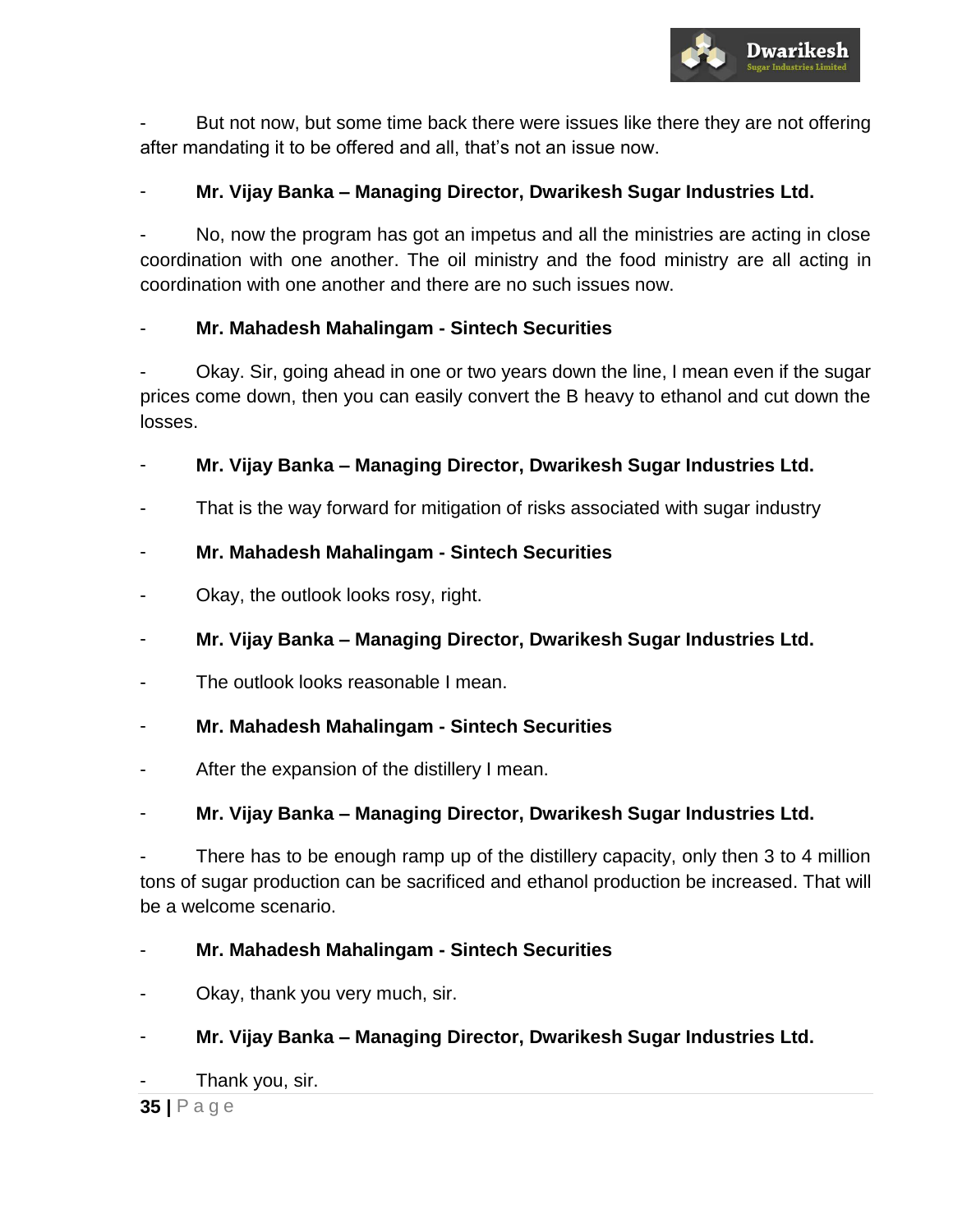- But not now, but some time back there were issues like there they are not offering after mandating it to be offered and all, that's not an issue now.

- **Mr. Vijay Banka – Managing Director, Dwarikesh Sugar Industries Ltd.**

- No, now the program has got an impetus and all the ministries are acting in close coordination with one another. The oil ministry and the food ministry are all acting in coordination with one another and there are no such issues now.

- **Mr. Mahadesh Mahalingam - Sintech Securities**

- Okay. Sir, going ahead in one or two years down the line, I mean even if the sugar prices come down, then you can easily convert the B heavy to ethanol and cut down the losses.

- **Mr. Vijay Banka – Managing Director, Dwarikesh Sugar Industries Ltd.**

- That is the way forward for mitigation of risks associated with sugar industry

- **Mr. Mahadesh Mahalingam - Sintech Securities**

- Okay, the outlook looks rosy, right.

- **Mr. Vijay Banka – Managing Director, Dwarikesh Sugar Industries Ltd.**

- The outlook looks reasonable I mean.

- **Mr. Mahadesh Mahalingam - Sintech Securities**

- After the expansion of the distillery I mean.

- **Mr. Vijay Banka – Managing Director, Dwarikesh Sugar Industries Ltd.**

- There has to be enough ramp up of the distillery capacity, only then 3 to 4 million tons of sugar production can be sacrificed and ethanol production be increased. That will be a welcome scenario.

- **Mr. Mahadesh Mahalingam - Sintech Securities**

- Okay, thank you very much, sir.

- **Mr. Vijay Banka – Managing Director, Dwarikesh Sugar Industries Ltd.**

- Thank you, sir.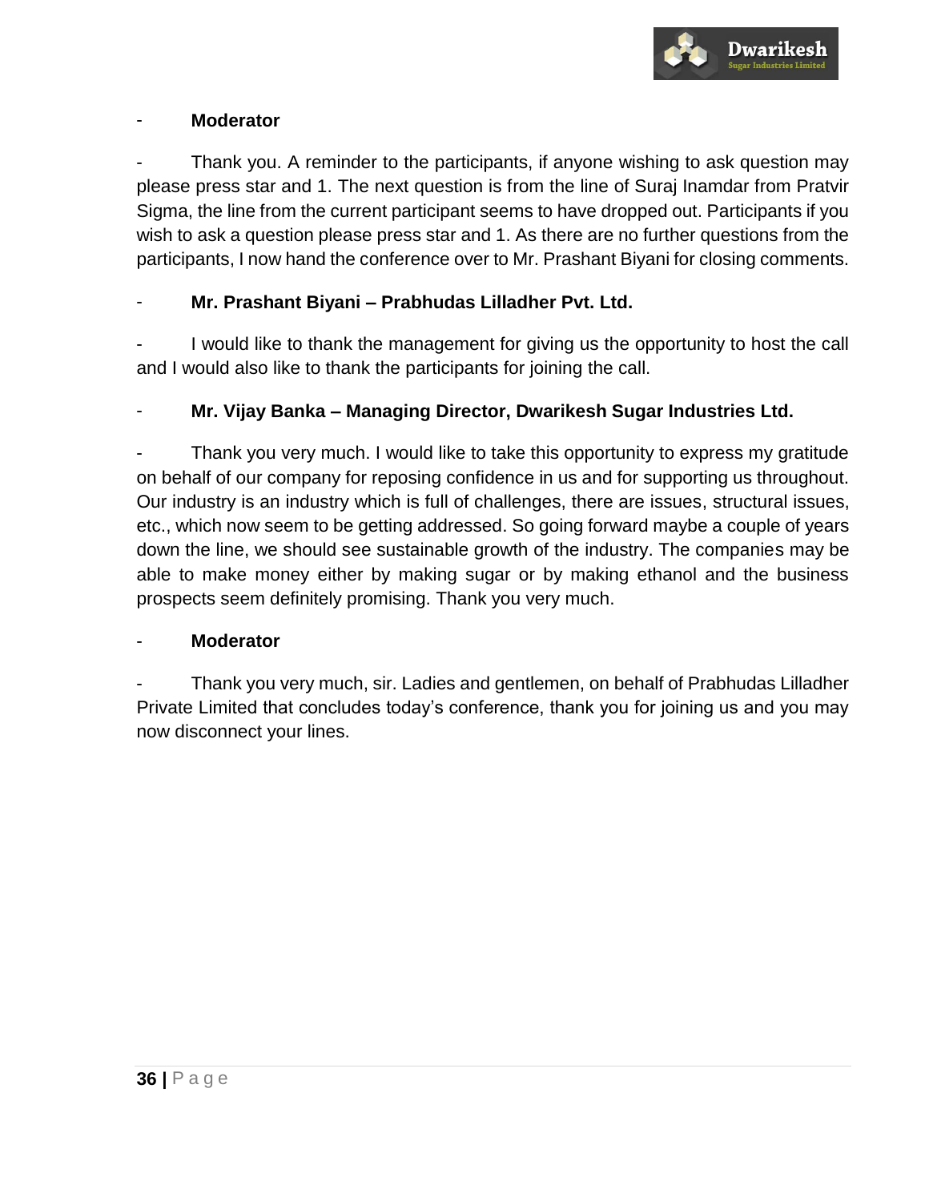- **Moderator**

- Thank you. A reminder to the participants, if anyone wishing to ask question may please press star and 1. The next question is from the line of Suraj Inamdar from Pratvir Sigma, the line from the current participant seems to have dropped out. Participants if you wish to ask a question please press star and 1. As there are no further questions from the participants, I now hand the conference over to Mr. Prashant Biyani for closing comments.

- **Mr. Prashant Biyani – Prabhudas Lilladher Pvt. Ltd.**

- I would like to thank the management for giving us the opportunity to host the call and I would also like to thank the participants for joining the call.

- **Mr. Vijay Banka – Managing Director, Dwarikesh Sugar Industries Ltd.**

- Thank you very much. I would like to take this opportunity to express my gratitude on behalf of our company for reposing confidence in us and for supporting us throughout. Our industry is an industry which is full of challenges, there are issues, structural issues, etc., which now seem to be getting addressed. So going forward maybe a couple of years down the line, we should see sustainable growth of the industry. The companies may be able to make money either by making sugar or by making ethanol and the business prospects seem definitely promising. Thank you very much.

- **Moderator**

- Thank you very much, sir. Ladies and gentlemen, on behalf of Prabhudas Lilladher Private Limited that concludes today's conference, thank you for joining us and you may now disconnect your lines.